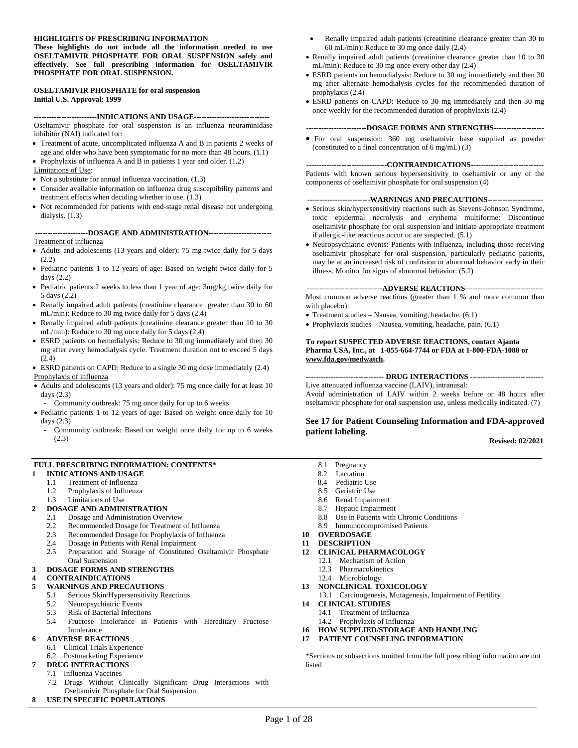**HIGHLIGHTS OF PRESCRIBING INFORMATION**
**These highlights do not include all the information needed to use OSELTAMIVIR PHOSPHATE FOR ORAL SUSPENSION safely and effectively. See full prescribing information for OSELTAMIVIR PHOSPHATE FOR ORAL SUSPENSION.**

**OSELTAMIVIR PHOSPHATE for oral suspension**
**Initial U.S. Approval: 1999**

**-------------------------INDICATIONS AND USAGE------------------------------**

Oseltamivir phosphate for oral suspension is an influenza neuraminidase inhibitor (NAI) indicated for:

- Treatment of acute, uncomplicated influenza A and B in patients 2 weeks of age and older who have been symptomatic for no more than 48 hours. (1.1)
- Prophylaxis of influenza A and B in patients 1 year and older. (1.2)

Limitations of Use:

- Not a substitute for annual influenza vaccination. (1.3)
- Consider available information on influenza drug susceptibility patterns and treatment effects when deciding whether to use. (1.3)
- Not recommended for patients with end-stage renal disease not undergoing dialysis. (1.3)

**---------------------DOSAGE AND ADMINISTRATION-------------------------**

Treatment of influenza

- Adults and adolescents (13 years and older): 75 mg twice daily for 5 days (2.2)
- Pediatric patients 1 to 12 years of age: Based on weight twice daily for 5 days (2.2)
- Pediatric patients 2 weeks to less than 1 year of age: 3mg/kg twice daily for 5 days (2.2)
- Renally impaired adult patients (creatinine clearance greater than 30 to 60 mL/min): Reduce to 30 mg twice daily for 5 days (2.4)
- Renally impaired adult patients (creatinine clearance greater than 10 to 30 mL/min): Reduce to 30 mg once daily for 5 days (2.4)
- ESRD patients on hemodialysis: Reduce to 30 mg immediately and then 30 mg after every hemodialysis cycle. Treatment duration not to exceed 5 days (2.4)
- ESRD patients on CAPD: Reduce to a single 30 mg dose immediately (2.4)

Prophylaxis of influenza

- Adults and adolescents (13 years and older): 75 mg once daily for at least 10 days (2.3)
  - Community outbreak: 75 mg once daily for up to 6 weeks
- Pediatric patients 1 to 12 years of age: Based on weight once daily for 10 days (2.3)
  - Community outbreak: Based on weight once daily for up to 6 weeks (2.3)
- Renally impaired adult patients (creatinine clearance greater than 30 to 60 mL/min): Reduce to 30 mg once daily (2.4)
- Renally impaired adult patients (creatinine clearance greater than 10 to 30 mL/min): Reduce to 30 mg once every other day (2.4)
- ESRD patients on hemodialysis: Reduce to 30 mg immediately and then 30 mg after alternate hemodialysis cycles for the recommended duration of prophylaxis (2.4)
- ESRD patients on CAPD: Reduce to 30 mg immediately and then 30 mg once weekly for the recommended duration of prophylaxis (2.4)

**------------------------DOSAGE FORMS AND STRENGTHS--------------------**

- For oral suspension: 360 mg oseltamivir base supplied as powder (constituted to a final concentration of 6 mg/mL) (3)

**--------------------------------CONTRAINDICATIONS-----------------------------**

Patients with known serious hypersensitivity to oseltamivir or any of the components of oseltamivir phosphate for oral suspension (4)

**-------------------------WARNINGS AND PRECAUTIONS----------------------**

- Serious skin/hypersensitivity reactions such as Stevens-Johnson Syndrome, toxic epidermal necrolysis and erythema multiforme: Discontinue oseltamivir phosphate for oral suspension and initiate appropriate treatment if allergic-like reactions occur or are suspected. (5.1)
- Neuropsychiatric events: Patients with influenza, including those receiving oseltamivir phosphate for oral suspension, particularly pediatric patients, may be at an increased risk of confusion or abnormal behavior early in their illness. Monitor for signs of abnormal behavior. (5.2)

**------------------------------ADVERSE REACTIONS-------------------------------**

Most common adverse reactions (greater than 1 % and more common than with placebo):

- Treatment studies – Nausea, vomiting, headache. (6.1)
- Prophylaxis studies – Nausea, vomiting, headache, pain. (6.1)

**To report SUSPECTED ADVERSE REACTIONS, contact Ajanta Pharma USA, Inc., at 1-855-664-7744 or FDA at 1-800-FDA-1088 or www.fda.gov/medwatch.**

**------------------------------- DRUG INTERACTIONS -----------------------------**

Live attenuated influenza vaccine (LAIV), intranasal:
Avoid administration of LAIV within 2 weeks before or 48 hours after oseltamivir phosphate for oral suspension use, unless medically indicated. (7)

**See 17 for Patient Counseling Information and FDA-approved patient labeling.**

**Revised: 02/2021**

---

**FULL PRESCRIBING INFORMATION: CONTENTS***

**1 INDICATIONS AND USAGE**
- 1.1 Treatment of Influenza
- 1.2 Prophylaxis of Influenza
- 1.3 Limitations of Use

**2 DOSAGE AND ADMINISTRATION**
- 2.1 Dosage and Administration Overview
- 2.2 Recommended Dosage for Treatment of Influenza
- 2.3 Recommended Dosage for Prophylaxis of Influenza
- 2.4 Dosage in Patients with Renal Impairment
- 2.5 Preparation and Storage of Constituted Oseltamivir Phosphate Oral Suspension

**3 DOSAGE FORMS AND STRENGTHS**

**4 CONTRAINDICATIONS**

**5 WARNINGS AND PRECAUTIONS**
- 5.1 Serious Skin/Hypersensitivity Reactions
- 5.2 Neuropsychiatric Events
- 5.3 Risk of Bacterial Infections
- 5.4 Fructose Intolerance in Patients with Hereditary Fructose Intolerance

**6 ADVERSE REACTIONS**
- 6.1 Clinical Trials Experience
- 6.2 Postmarketing Experience

**7 DRUG INTERACTIONS**
- 7.1 Influenza Vaccines
- 7.2 Drugs Without Clinically Significant Drug Interactions with Oseltamivir Phosphate for Oral Suspension

**8 USE IN SPECIFIC POPULATIONS**
- 8.1 Pregnancy
- 8.2 Lactation
- 8.4 Pediatric Use
- 8.5 Geriatric Use
- 8.6 Renal Impairment
- 8.7 Hepatic Impairment
- 8.8 Use in Patients with Chronic Conditions
- 8.9 Immunocompromised Patients

**10 OVERDOSAGE**

**11 DESCRIPTION**

**12 CLINICAL PHARMACOLOGY**
- 12.1 Mechanism of Action
- 12.3 Pharmacokinetics
- 12.4 Microbiology

**13 NONCLINICAL TOXICOLOGY**
- 13.1 Carcinogenesis, Mutagenesis, Impairment of Fertility

**14 CLINICAL STUDIES**
- 14.1 Treatment of Influenza
- 14.2 Prophylaxis of Influenza

**16 HOW SUPPLIED/STORAGE AND HANDLING**

**17 PATIENT COUNSELING INFORMATION**

*Sections or subsections omitted from the full prescribing information are not listed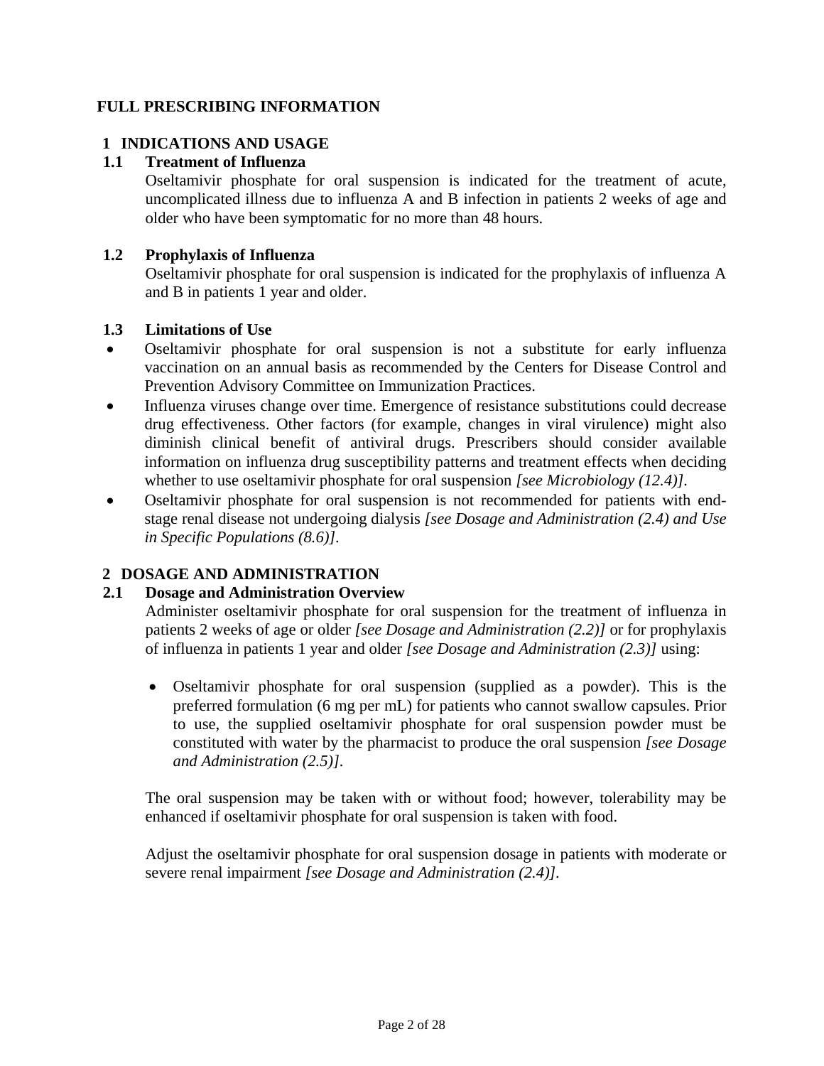# FULL PRESCRIBING INFORMATION

## 1 INDICATIONS AND USAGE

### 1.1 Treatment of Influenza

Oseltamivir phosphate for oral suspension is indicated for the treatment of acute, uncomplicated illness due to influenza A and B infection in patients 2 weeks of age and older who have been symptomatic for no more than 48 hours.

### 1.2 Prophylaxis of Influenza

Oseltamivir phosphate for oral suspension is indicated for the prophylaxis of influenza A and B in patients 1 year and older.

### 1.3 Limitations of Use

- Oseltamivir phosphate for oral suspension is not a substitute for early influenza vaccination on an annual basis as recommended by the Centers for Disease Control and Prevention Advisory Committee on Immunization Practices.
- Influenza viruses change over time. Emergence of resistance substitutions could decrease drug effectiveness. Other factors (for example, changes in viral virulence) might also diminish clinical benefit of antiviral drugs. Prescribers should consider available information on influenza drug susceptibility patterns and treatment effects when deciding whether to use oseltamivir phosphate for oral suspension *[see Microbiology (12.4)]*.
- Oseltamivir phosphate for oral suspension is not recommended for patients with end-stage renal disease not undergoing dialysis *[see Dosage and Administration (2.4) and Use in Specific Populations (8.6)]*.

## 2 DOSAGE AND ADMINISTRATION

### 2.1 Dosage and Administration Overview

Administer oseltamivir phosphate for oral suspension for the treatment of influenza in patients 2 weeks of age or older *[see Dosage and Administration (2.2)]* or for prophylaxis of influenza in patients 1 year and older *[see Dosage and Administration (2.3)]* using:

- Oseltamivir phosphate for oral suspension (supplied as a powder). This is the preferred formulation (6 mg per mL) for patients who cannot swallow capsules. Prior to use, the supplied oseltamivir phosphate for oral suspension powder must be constituted with water by the pharmacist to produce the oral suspension *[see Dosage and Administration (2.5)]*.

The oral suspension may be taken with or without food; however, tolerability may be enhanced if oseltamivir phosphate for oral suspension is taken with food.

Adjust the oseltamivir phosphate for oral suspension dosage in patients with moderate or severe renal impairment *[see Dosage and Administration (2.4)]*.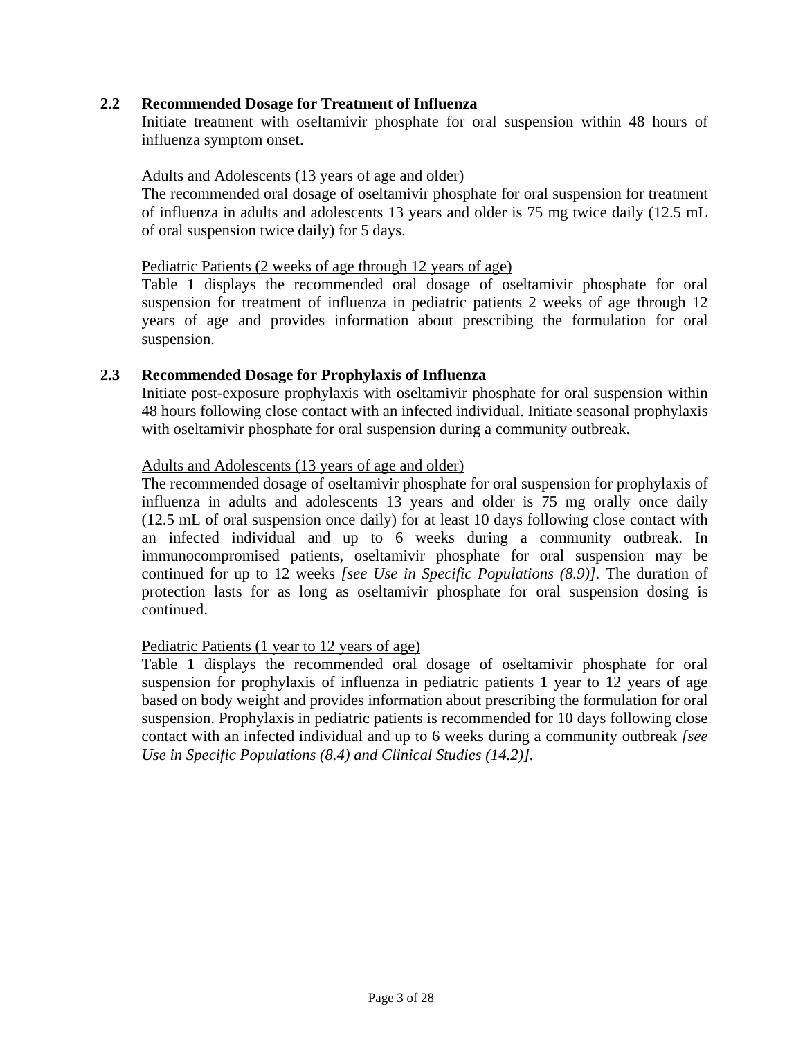## 2.2 Recommended Dosage for Treatment of Influenza

Initiate treatment with oseltamivir phosphate for oral suspension within 48 hours of influenza symptom onset.

Adults and Adolescents (13 years of age and older)

The recommended oral dosage of oseltamivir phosphate for oral suspension for treatment of influenza in adults and adolescents 13 years and older is 75 mg twice daily (12.5 mL of oral suspension twice daily) for 5 days.

Pediatric Patients (2 weeks of age through 12 years of age)

Table 1 displays the recommended oral dosage of oseltamivir phosphate for oral suspension for treatment of influenza in pediatric patients 2 weeks of age through 12 years of age and provides information about prescribing the formulation for oral suspension.

## 2.3 Recommended Dosage for Prophylaxis of Influenza

Initiate post-exposure prophylaxis with oseltamivir phosphate for oral suspension within 48 hours following close contact with an infected individual. Initiate seasonal prophylaxis with oseltamivir phosphate for oral suspension during a community outbreak.

Adults and Adolescents (13 years of age and older)

The recommended dosage of oseltamivir phosphate for oral suspension for prophylaxis of influenza in adults and adolescents 13 years and older is 75 mg orally once daily (12.5 mL of oral suspension once daily) for at least 10 days following close contact with an infected individual and up to 6 weeks during a community outbreak. In immunocompromised patients, oseltamivir phosphate for oral suspension may be continued for up to 12 weeks *[see Use in Specific Populations (8.9)]*. The duration of protection lasts for as long as oseltamivir phosphate for oral suspension dosing is continued.

Pediatric Patients (1 year to 12 years of age)

Table 1 displays the recommended oral dosage of oseltamivir phosphate for oral suspension for prophylaxis of influenza in pediatric patients 1 year to 12 years of age based on body weight and provides information about prescribing the formulation for oral suspension. Prophylaxis in pediatric patients is recommended for 10 days following close contact with an infected individual and up to 6 weeks during a community outbreak *[see Use in Specific Populations (8.4) and Clinical Studies (14.2)]*.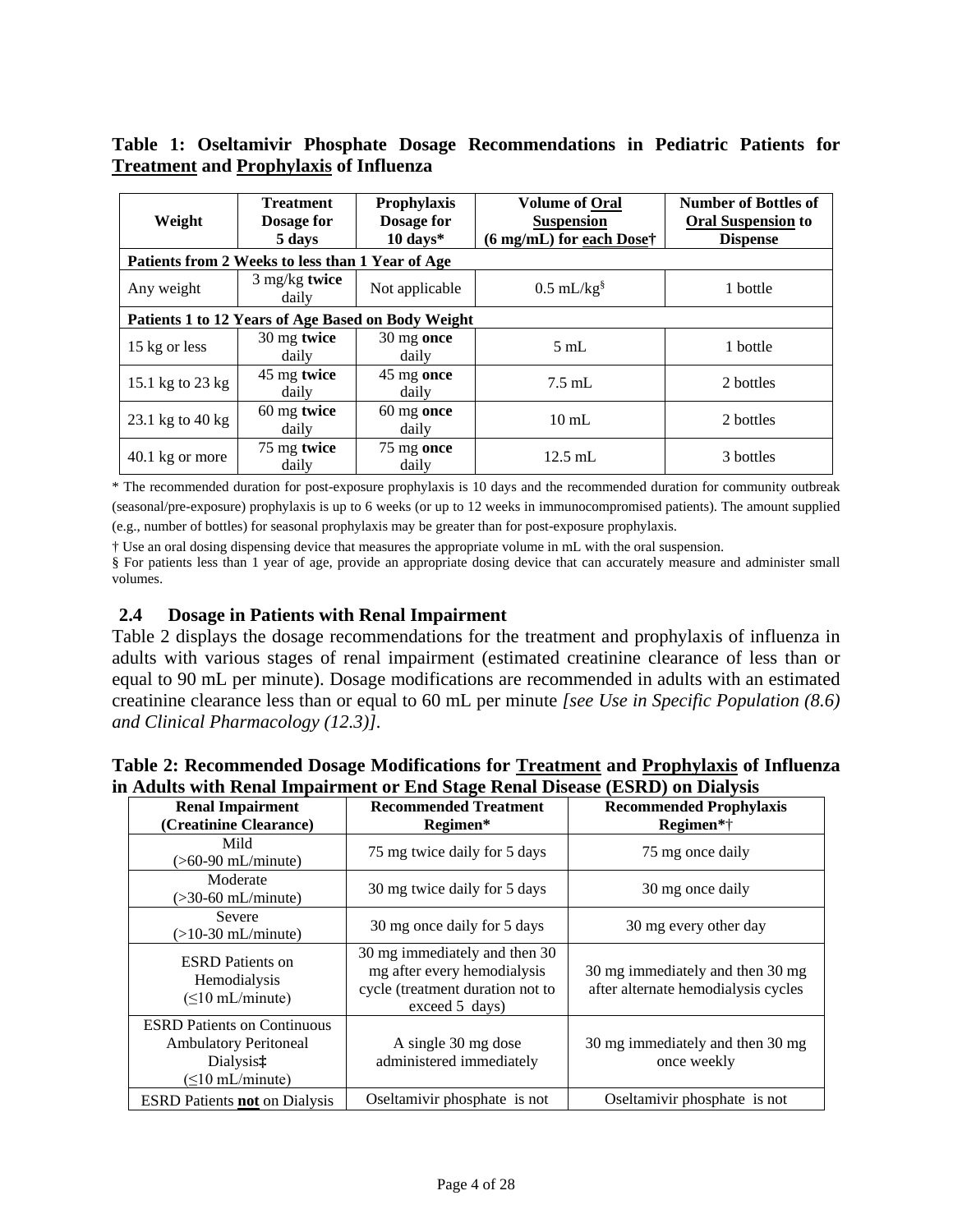**Table 1: Oseltamivir Phosphate Dosage Recommendations in Pediatric Patients for Treatment and Prophylaxis of Influenza**

| Weight | Treatment Dosage for 5 days | Prophylaxis Dosage for 10 days* | Volume of Oral Suspension (6 mg/mL) for each Dose† | Number of Bottles of Oral Suspension to Dispense |
|---|---|---|---|---|
| **Patients from 2 Weeks to less than 1 Year of Age** | | | | |
| Any weight | 3 mg/kg **twice** daily | Not applicable | 0.5 mL/kg§ | 1 bottle |
| **Patients 1 to 12 Years of Age Based on Body Weight** | | | | |
| 15 kg or less | 30 mg **twice** daily | 30 mg **once** daily | 5 mL | 1 bottle |
| 15.1 kg to 23 kg | 45 mg **twice** daily | 45 mg **once** daily | 7.5 mL | 2 bottles |
| 23.1 kg to 40 kg | 60 mg **twice** daily | 60 mg **once** daily | 10 mL | 2 bottles |
| 40.1 kg or more | 75 mg **twice** daily | 75 mg **once** daily | 12.5 mL | 3 bottles |

\* The recommended duration for post-exposure prophylaxis is 10 days and the recommended duration for community outbreak (seasonal/pre-exposure) prophylaxis is up to 6 weeks (or up to 12 weeks in immunocompromised patients). The amount supplied (e.g., number of bottles) for seasonal prophylaxis may be greater than for post-exposure prophylaxis.

† Use an oral dosing dispensing device that measures the appropriate volume in mL with the oral suspension.

§ For patients less than 1 year of age, provide an appropriate dosing device that can accurately measure and administer small volumes.

### 2.4 Dosage in Patients with Renal Impairment

Table 2 displays the dosage recommendations for the treatment and prophylaxis of influenza in adults with various stages of renal impairment (estimated creatinine clearance of less than or equal to 90 mL per minute). Dosage modifications are recommended in adults with an estimated creatinine clearance less than or equal to 60 mL per minute *[see Use in Specific Population (8.6) and Clinical Pharmacology (12.3)]*.

**Table 2: Recommended Dosage Modifications for Treatment and Prophylaxis of Influenza in Adults with Renal Impairment or End Stage Renal Disease (ESRD) on Dialysis**

| Renal Impairment (Creatinine Clearance) | Recommended Treatment Regimen* | Recommended Prophylaxis Regimen*† |
|---|---|---|
| Mild (>60-90 mL/minute) | 75 mg twice daily for 5 days | 75 mg once daily |
| Moderate (>30-60 mL/minute) | 30 mg twice daily for 5 days | 30 mg once daily |
| Severe (>10-30 mL/minute) | 30 mg once daily for 5 days | 30 mg every other day |
| ESRD Patients on Hemodialysis (≤10 mL/minute) | 30 mg immediately and then 30 mg after every hemodialysis cycle (treatment duration not to exceed 5 days) | 30 mg immediately and then 30 mg after alternate hemodialysis cycles |
| ESRD Patients on Continuous Ambulatory Peritoneal Dialysis‡ (≤10 mL/minute) | A single 30 mg dose administered immediately | 30 mg immediately and then 30 mg once weekly |
| ESRD Patients **not** on Dialysis | Oseltamivir phosphate is not | Oseltamivir phosphate is not |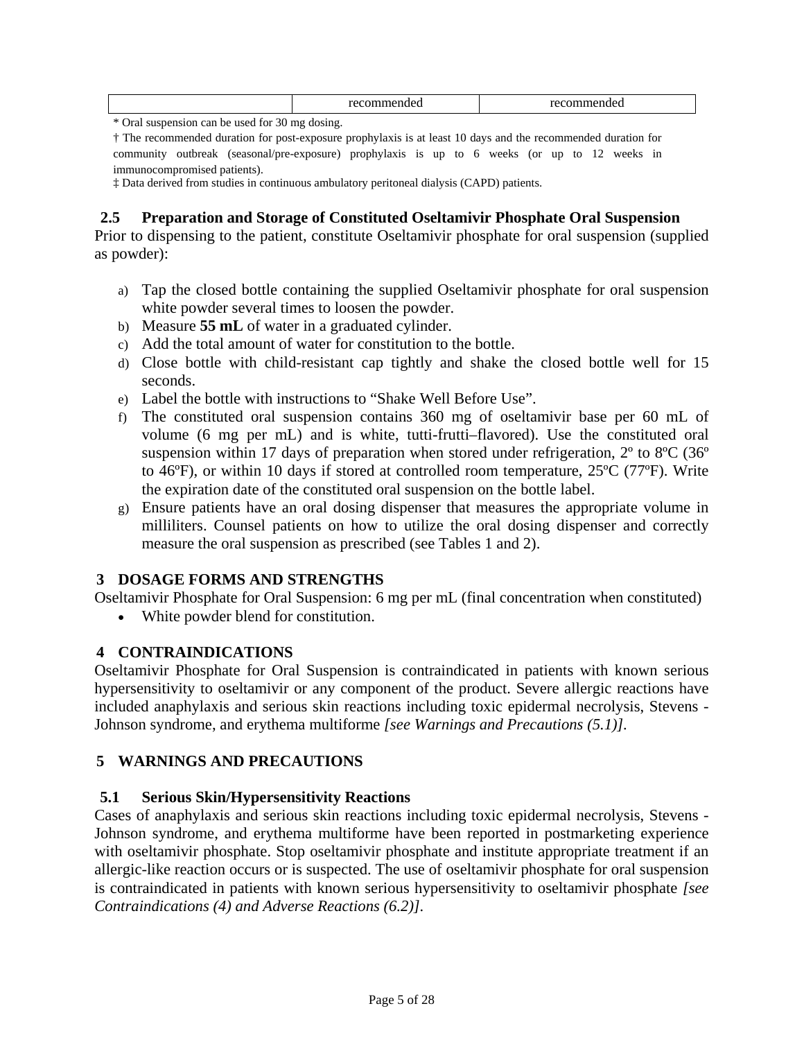| | recommended | recommended |
|---|---|---|

\* Oral suspension can be used for 30 mg dosing.

† The recommended duration for post-exposure prophylaxis is at least 10 days and the recommended duration for community outbreak (seasonal/pre-exposure) prophylaxis is up to 6 weeks (or up to 12 weeks in immunocompromised patients).

‡ Data derived from studies in continuous ambulatory peritoneal dialysis (CAPD) patients.

### 2.5 Preparation and Storage of Constituted Oseltamivir Phosphate Oral Suspension

Prior to dispensing to the patient, constitute Oseltamivir phosphate for oral suspension (supplied as powder):

a) Tap the closed bottle containing the supplied Oseltamivir phosphate for oral suspension white powder several times to loosen the powder.
b) Measure **55 mL** of water in a graduated cylinder.
c) Add the total amount of water for constitution to the bottle.
d) Close bottle with child-resistant cap tightly and shake the closed bottle well for 15 seconds.
e) Label the bottle with instructions to "Shake Well Before Use".
f) The constituted oral suspension contains 360 mg of oseltamivir base per 60 mL of volume (6 mg per mL) and is white, tutti-frutti–flavored). Use the constituted oral suspension within 17 days of preparation when stored under refrigeration, 2º to 8ºC (36º to 46ºF), or within 10 days if stored at controlled room temperature, 25ºC (77ºF). Write the expiration date of the constituted oral suspension on the bottle label.
g) Ensure patients have an oral dosing dispenser that measures the appropriate volume in milliliters. Counsel patients on how to utilize the oral dosing dispenser and correctly measure the oral suspension as prescribed (see Tables 1 and 2).

## 3 DOSAGE FORMS AND STRENGTHS

Oseltamivir Phosphate for Oral Suspension: 6 mg per mL (final concentration when constituted)

- White powder blend for constitution.

## 4 CONTRAINDICATIONS

Oseltamivir Phosphate for Oral Suspension is contraindicated in patients with known serious hypersensitivity to oseltamivir or any component of the product. Severe allergic reactions have included anaphylaxis and serious skin reactions including toxic epidermal necrolysis, Stevens - Johnson syndrome, and erythema multiforme *[see Warnings and Precautions (5.1)]*.

## 5 WARNINGS AND PRECAUTIONS

### 5.1 Serious Skin/Hypersensitivity Reactions

Cases of anaphylaxis and serious skin reactions including toxic epidermal necrolysis, Stevens - Johnson syndrome, and erythema multiforme have been reported in postmarketing experience with oseltamivir phosphate. Stop oseltamivir phosphate and institute appropriate treatment if an allergic-like reaction occurs or is suspected. The use of oseltamivir phosphate for oral suspension is contraindicated in patients with known serious hypersensitivity to oseltamivir phosphate *[see Contraindications (4) and Adverse Reactions (6.2)]*.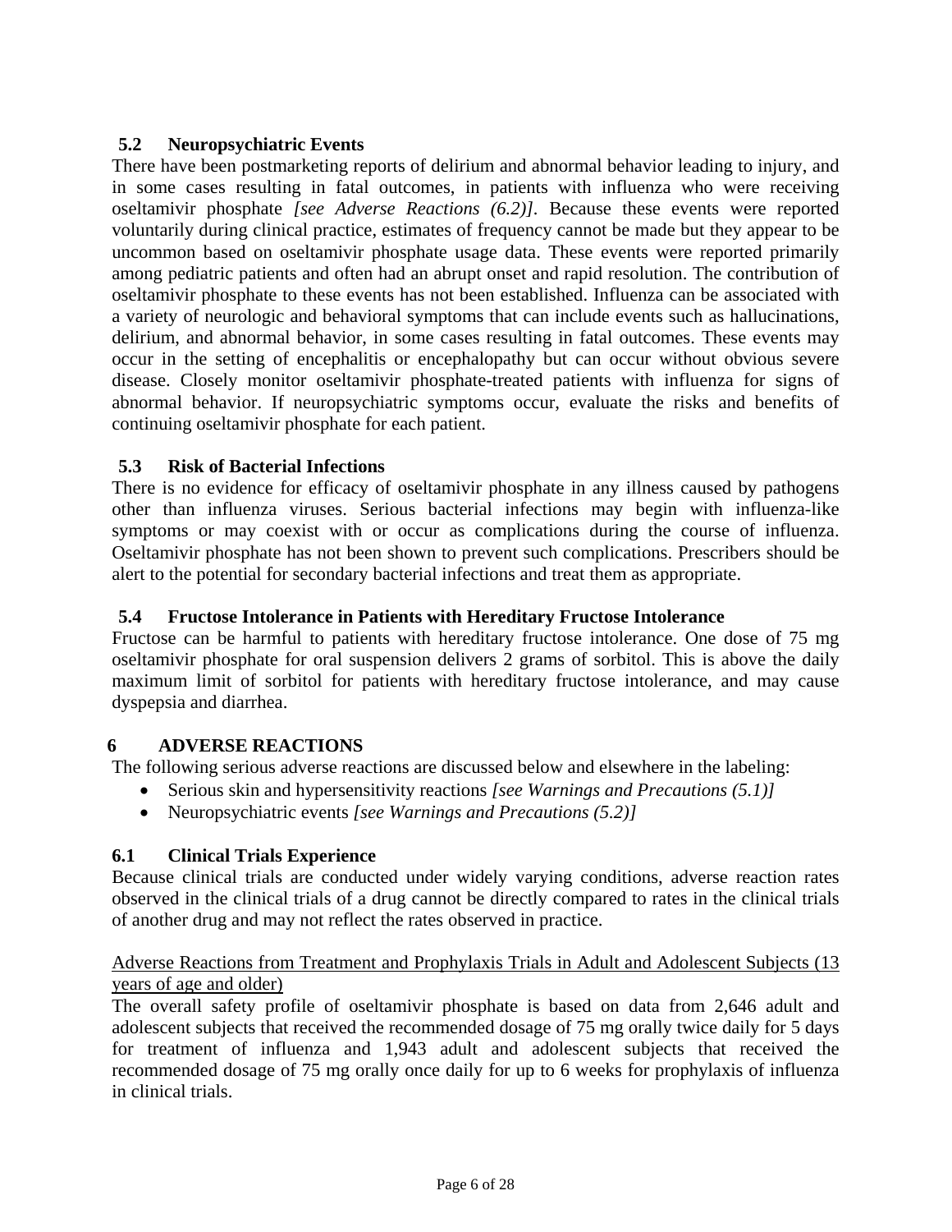### 5.2 Neuropsychiatric Events

There have been postmarketing reports of delirium and abnormal behavior leading to injury, and in some cases resulting in fatal outcomes, in patients with influenza who were receiving oseltamivir phosphate *[see Adverse Reactions (6.2)]*. Because these events were reported voluntarily during clinical practice, estimates of frequency cannot be made but they appear to be uncommon based on oseltamivir phosphate usage data. These events were reported primarily among pediatric patients and often had an abrupt onset and rapid resolution. The contribution of oseltamivir phosphate to these events has not been established. Influenza can be associated with a variety of neurologic and behavioral symptoms that can include events such as hallucinations, delirium, and abnormal behavior, in some cases resulting in fatal outcomes. These events may occur in the setting of encephalitis or encephalopathy but can occur without obvious severe disease. Closely monitor oseltamivir phosphate-treated patients with influenza for signs of abnormal behavior. If neuropsychiatric symptoms occur, evaluate the risks and benefits of continuing oseltamivir phosphate for each patient.

### 5.3 Risk of Bacterial Infections

There is no evidence for efficacy of oseltamivir phosphate in any illness caused by pathogens other than influenza viruses. Serious bacterial infections may begin with influenza-like symptoms or may coexist with or occur as complications during the course of influenza. Oseltamivir phosphate has not been shown to prevent such complications. Prescribers should be alert to the potential for secondary bacterial infections and treat them as appropriate.

### 5.4 Fructose Intolerance in Patients with Hereditary Fructose Intolerance

Fructose can be harmful to patients with hereditary fructose intolerance. One dose of 75 mg oseltamivir phosphate for oral suspension delivers 2 grams of sorbitol. This is above the daily maximum limit of sorbitol for patients with hereditary fructose intolerance, and may cause dyspepsia and diarrhea.

## 6 ADVERSE REACTIONS

The following serious adverse reactions are discussed below and elsewhere in the labeling:

- Serious skin and hypersensitivity reactions *[see Warnings and Precautions (5.1)]*
- Neuropsychiatric events *[see Warnings and Precautions (5.2)]*

### 6.1 Clinical Trials Experience

Because clinical trials are conducted under widely varying conditions, adverse reaction rates observed in the clinical trials of a drug cannot be directly compared to rates in the clinical trials of another drug and may not reflect the rates observed in practice.

<u>Adverse Reactions from Treatment and Prophylaxis Trials in Adult and Adolescent Subjects (13 years of age and older)</u>

The overall safety profile of oseltamivir phosphate is based on data from 2,646 adult and adolescent subjects that received the recommended dosage of 75 mg orally twice daily for 5 days for treatment of influenza and 1,943 adult and adolescent subjects that received the recommended dosage of 75 mg orally once daily for up to 6 weeks for prophylaxis of influenza in clinical trials.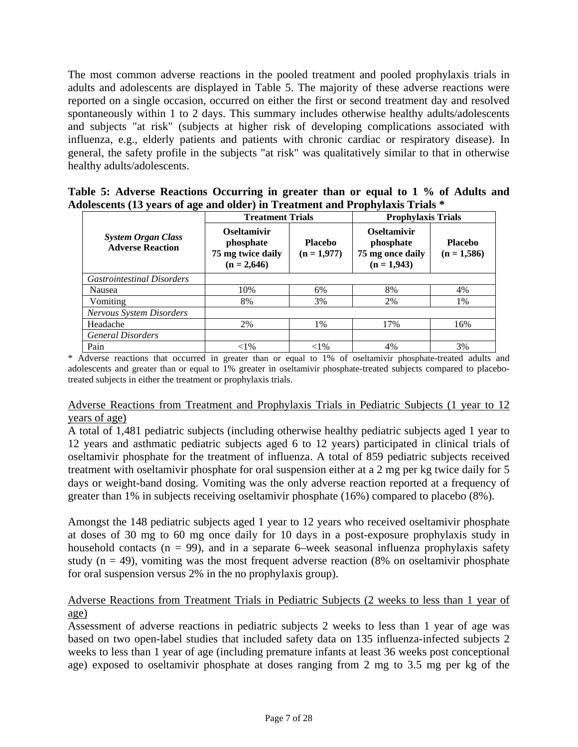The most common adverse reactions in the pooled treatment and pooled prophylaxis trials in adults and adolescents are displayed in Table 5. The majority of these adverse reactions were reported on a single occasion, occurred on either the first or second treatment day and resolved spontaneously within 1 to 2 days. This summary includes otherwise healthy adults/adolescents and subjects "at risk" (subjects at higher risk of developing complications associated with influenza, e.g., elderly patients and patients with chronic cardiac or respiratory disease). In general, the safety profile in the subjects "at risk" was qualitatively similar to that in otherwise healthy adults/adolescents.

**Table 5: Adverse Reactions Occurring in greater than or equal to 1 % of Adults and Adolescents (13 years of age and older) in Treatment and Prophylaxis Trials ***

| ***System Organ Class*** **Adverse Reaction** | **Treatment Trials** | | **Prophylaxis Trials** | |
|---|---|---|---|---|
| | **Oseltamivir phosphate 75 mg twice daily (n = 2,646)** | **Placebo (n = 1,977)** | **Oseltamivir phosphate 75 mg once daily (n = 1,943)** | **Placebo (n = 1,586)** |
| *Gastrointestinal Disorders* | | | | |
| Nausea | 10% | 6% | 8% | 4% |
| Vomiting | 8% | 3% | 2% | 1% |
| *Nervous System Disorders* | | | | |
| Headache | 2% | 1% | 17% | 16% |
| *General Disorders* | | | | |
| Pain | <1% | <1% | 4% | 3% |

* Adverse reactions that occurred in greater than or equal to 1% of oseltamivir phosphate-treated adults and adolescents and greater than or equal to 1% greater in oseltamivir phosphate-treated subjects compared to placebo-treated subjects in either the treatment or prophylaxis trials.

Adverse Reactions from Treatment and Prophylaxis Trials in Pediatric Subjects (1 year to 12 years of age)

A total of 1,481 pediatric subjects (including otherwise healthy pediatric subjects aged 1 year to 12 years and asthmatic pediatric subjects aged 6 to 12 years) participated in clinical trials of oseltamivir phosphate for the treatment of influenza. A total of 859 pediatric subjects received treatment with oseltamivir phosphate for oral suspension either at a 2 mg per kg twice daily for 5 days or weight-band dosing. Vomiting was the only adverse reaction reported at a frequency of greater than 1% in subjects receiving oseltamivir phosphate (16%) compared to placebo (8%).

Amongst the 148 pediatric subjects aged 1 year to 12 years who received oseltamivir phosphate at doses of 30 mg to 60 mg once daily for 10 days in a post-exposure prophylaxis study in household contacts (n = 99), and in a separate 6–week seasonal influenza prophylaxis safety study (n = 49), vomiting was the most frequent adverse reaction (8% on oseltamivir phosphate for oral suspension versus 2% in the no prophylaxis group).

Adverse Reactions from Treatment Trials in Pediatric Subjects (2 weeks to less than 1 year of age)

Assessment of adverse reactions in pediatric subjects 2 weeks to less than 1 year of age was based on two open-label studies that included safety data on 135 influenza-infected subjects 2 weeks to less than 1 year of age (including premature infants at least 36 weeks post conceptional age) exposed to oseltamivir phosphate at doses ranging from 2 mg to 3.5 mg per kg of the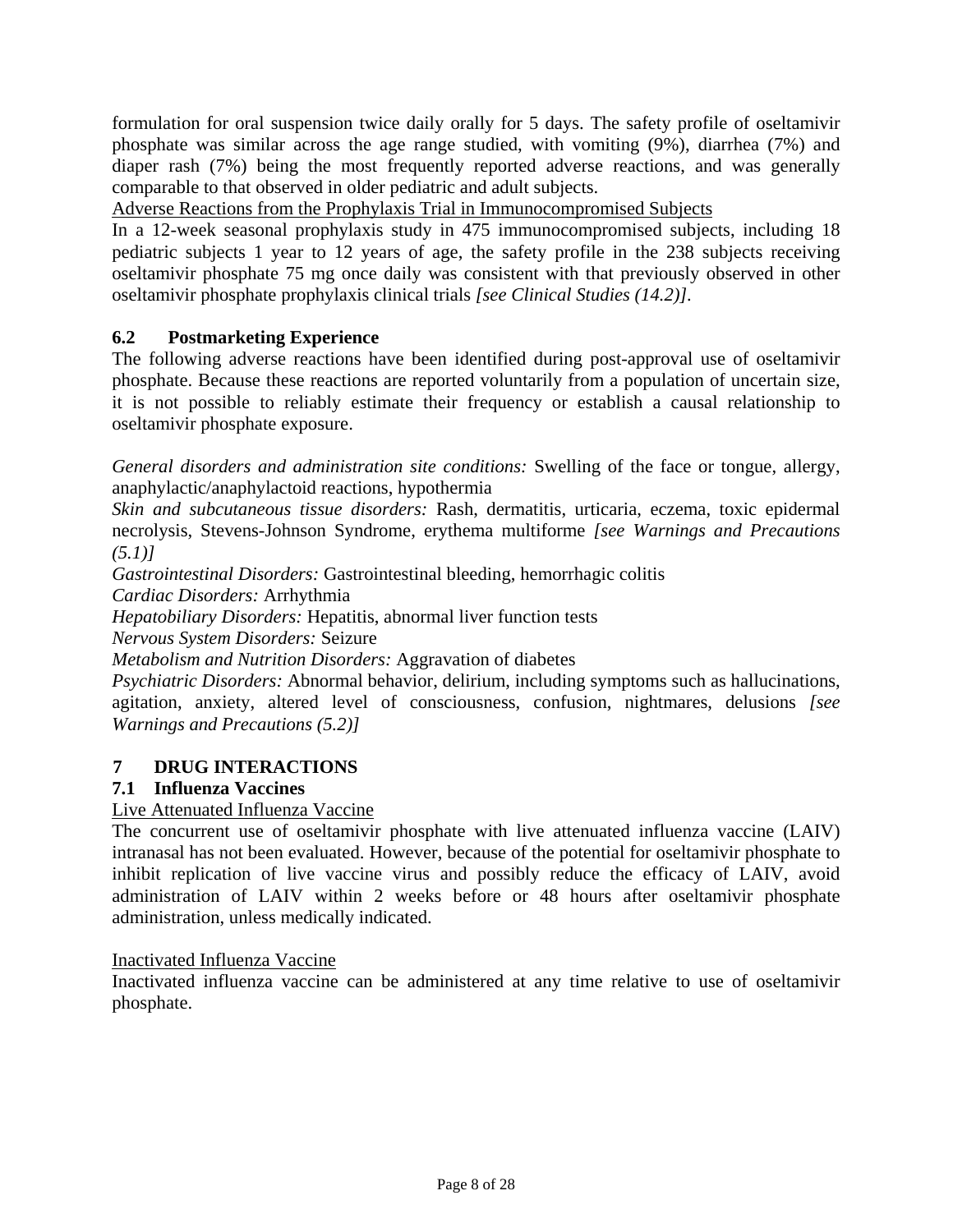formulation for oral suspension twice daily orally for 5 days. The safety profile of oseltamivir phosphate was similar across the age range studied, with vomiting (9%), diarrhea (7%) and diaper rash (7%) being the most frequently reported adverse reactions, and was generally comparable to that observed in older pediatric and adult subjects.

<u>Adverse Reactions from the Prophylaxis Trial in Immunocompromised Subjects</u>

In a 12-week seasonal prophylaxis study in 475 immunocompromised subjects, including 18 pediatric subjects 1 year to 12 years of age, the safety profile in the 238 subjects receiving oseltamivir phosphate 75 mg once daily was consistent with that previously observed in other oseltamivir phosphate prophylaxis clinical trials *[see Clinical Studies (14.2)]*.

### 6.2 Postmarketing Experience

The following adverse reactions have been identified during post-approval use of oseltamivir phosphate. Because these reactions are reported voluntarily from a population of uncertain size, it is not possible to reliably estimate their frequency or establish a causal relationship to oseltamivir phosphate exposure.

*General disorders and administration site conditions:* Swelling of the face or tongue, allergy, anaphylactic/anaphylactoid reactions, hypothermia

*Skin and subcutaneous tissue disorders:* Rash, dermatitis, urticaria, eczema, toxic epidermal necrolysis, Stevens-Johnson Syndrome, erythema multiforme *[see Warnings and Precautions (5.1)]*

*Gastrointestinal Disorders:* Gastrointestinal bleeding, hemorrhagic colitis

*Cardiac Disorders:* Arrhythmia

*Hepatobiliary Disorders:* Hepatitis, abnormal liver function tests

*Nervous System Disorders:* Seizure

*Metabolism and Nutrition Disorders:* Aggravation of diabetes

*Psychiatric Disorders:* Abnormal behavior, delirium, including symptoms such as hallucinations, agitation, anxiety, altered level of consciousness, confusion, nightmares, delusions *[see Warnings and Precautions (5.2)]*

## 7 DRUG INTERACTIONS

### 7.1 Influenza Vaccines

<u>Live Attenuated Influenza Vaccine</u>

The concurrent use of oseltamivir phosphate with live attenuated influenza vaccine (LAIV) intranasal has not been evaluated. However, because of the potential for oseltamivir phosphate to inhibit replication of live vaccine virus and possibly reduce the efficacy of LAIV, avoid administration of LAIV within 2 weeks before or 48 hours after oseltamivir phosphate administration, unless medically indicated.

<u>Inactivated Influenza Vaccine</u>

Inactivated influenza vaccine can be administered at any time relative to use of oseltamivir phosphate.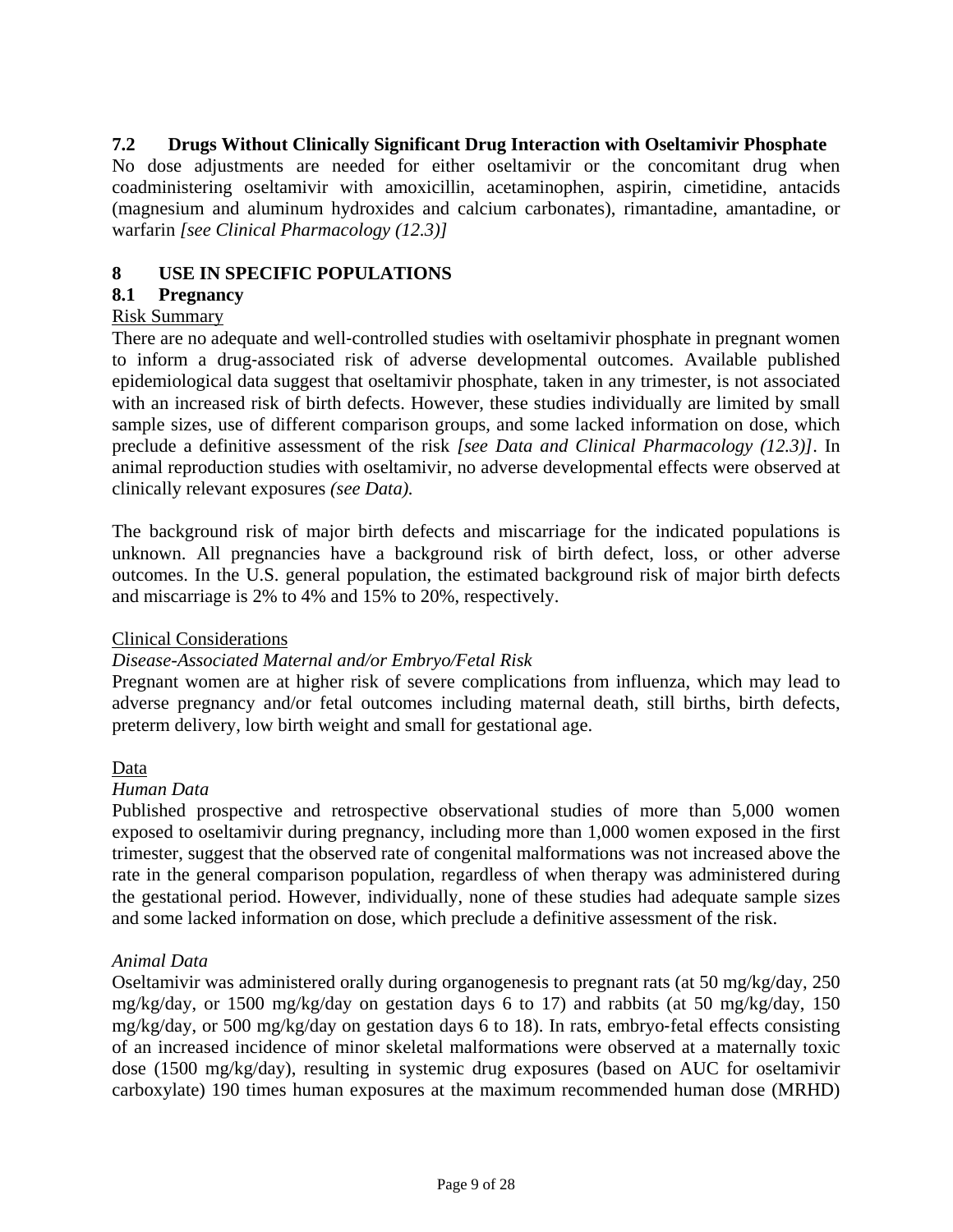## 7.2 Drugs Without Clinically Significant Drug Interaction with Oseltamivir Phosphate

No dose adjustments are needed for either oseltamivir or the concomitant drug when coadministering oseltamivir with amoxicillin, acetaminophen, aspirin, cimetidine, antacids (magnesium and aluminum hydroxides and calcium carbonates), rimantadine, amantadine, or warfarin *[see Clinical Pharmacology (12.3)]*

# 8 USE IN SPECIFIC POPULATIONS

## 8.1 Pregnancy

Risk Summary

There are no adequate and well-controlled studies with oseltamivir phosphate in pregnant women to inform a drug-associated risk of adverse developmental outcomes. Available published epidemiological data suggest that oseltamivir phosphate, taken in any trimester, is not associated with an increased risk of birth defects. However, these studies individually are limited by small sample sizes, use of different comparison groups, and some lacked information on dose, which preclude a definitive assessment of the risk *[see Data and Clinical Pharmacology (12.3)]*. In animal reproduction studies with oseltamivir, no adverse developmental effects were observed at clinically relevant exposures *(see Data).*

The background risk of major birth defects and miscarriage for the indicated populations is unknown. All pregnancies have a background risk of birth defect, loss, or other adverse outcomes. In the U.S. general population, the estimated background risk of major birth defects and miscarriage is 2% to 4% and 15% to 20%, respectively.

Clinical Considerations

*Disease-Associated Maternal and/or Embryo/Fetal Risk*

Pregnant women are at higher risk of severe complications from influenza, which may lead to adverse pregnancy and/or fetal outcomes including maternal death, still births, birth defects, preterm delivery, low birth weight and small for gestational age.

Data

*Human Data*

Published prospective and retrospective observational studies of more than 5,000 women exposed to oseltamivir during pregnancy, including more than 1,000 women exposed in the first trimester, suggest that the observed rate of congenital malformations was not increased above the rate in the general comparison population, regardless of when therapy was administered during the gestational period. However, individually, none of these studies had adequate sample sizes and some lacked information on dose, which preclude a definitive assessment of the risk.

*Animal Data*

Oseltamivir was administered orally during organogenesis to pregnant rats (at 50 mg/kg/day, 250 mg/kg/day, or 1500 mg/kg/day on gestation days 6 to 17) and rabbits (at 50 mg/kg/day, 150 mg/kg/day, or 500 mg/kg/day on gestation days 6 to 18). In rats, embryo-fetal effects consisting of an increased incidence of minor skeletal malformations were observed at a maternally toxic dose (1500 mg/kg/day), resulting in systemic drug exposures (based on AUC for oseltamivir carboxylate) 190 times human exposures at the maximum recommended human dose (MRHD)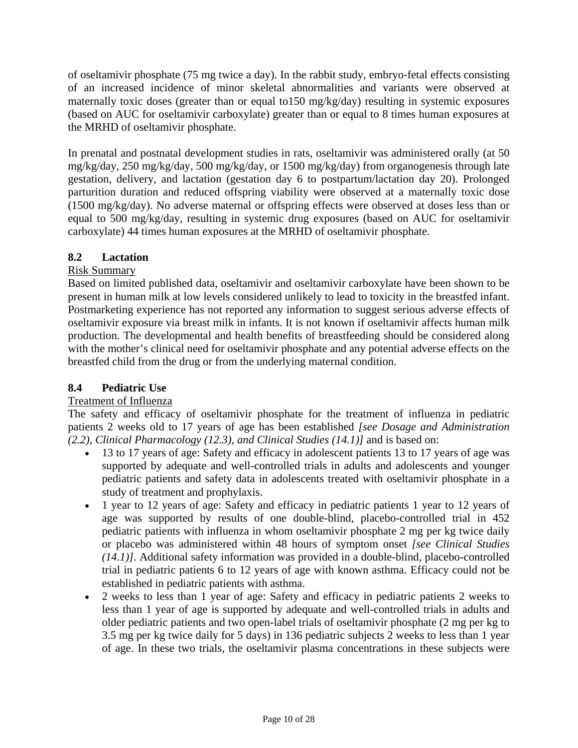of oseltamivir phosphate (75 mg twice a day). In the rabbit study, embryo-fetal effects consisting of an increased incidence of minor skeletal abnormalities and variants were observed at maternally toxic doses (greater than or equal to150 mg/kg/day) resulting in systemic exposures (based on AUC for oseltamivir carboxylate) greater than or equal to 8 times human exposures at the MRHD of oseltamivir phosphate.

In prenatal and postnatal development studies in rats, oseltamivir was administered orally (at 50 mg/kg/day, 250 mg/kg/day, 500 mg/kg/day, or 1500 mg/kg/day) from organogenesis through late gestation, delivery, and lactation (gestation day 6 to postpartum/lactation day 20). Prolonged parturition duration and reduced offspring viability were observed at a maternally toxic dose (1500 mg/kg/day). No adverse maternal or offspring effects were observed at doses less than or equal to 500 mg/kg/day, resulting in systemic drug exposures (based on AUC for oseltamivir carboxylate) 44 times human exposures at the MRHD of oseltamivir phosphate.

### 8.2 Lactation

Risk Summary

Based on limited published data, oseltamivir and oseltamivir carboxylate have been shown to be present in human milk at low levels considered unlikely to lead to toxicity in the breastfed infant. Postmarketing experience has not reported any information to suggest serious adverse effects of oseltamivir exposure via breast milk in infants. It is not known if oseltamivir affects human milk production. The developmental and health benefits of breastfeeding should be considered along with the mother's clinical need for oseltamivir phosphate and any potential adverse effects on the breastfed child from the drug or from the underlying maternal condition.

### 8.4 Pediatric Use

Treatment of Influenza

The safety and efficacy of oseltamivir phosphate for the treatment of influenza in pediatric patients 2 weeks old to 17 years of age has been established *[see Dosage and Administration (2.2), Clinical Pharmacology (12.3), and Clinical Studies (14.1)]* and is based on:

- 13 to 17 years of age: Safety and efficacy in adolescent patients 13 to 17 years of age was supported by adequate and well-controlled trials in adults and adolescents and younger pediatric patients and safety data in adolescents treated with oseltamivir phosphate in a study of treatment and prophylaxis.
- 1 year to 12 years of age: Safety and efficacy in pediatric patients 1 year to 12 years of age was supported by results of one double-blind, placebo-controlled trial in 452 pediatric patients with influenza in whom oseltamivir phosphate 2 mg per kg twice daily or placebo was administered within 48 hours of symptom onset *[see Clinical Studies (14.1)]*. Additional safety information was provided in a double-blind, placebo-controlled trial in pediatric patients 6 to 12 years of age with known asthma. Efficacy could not be established in pediatric patients with asthma.
- 2 weeks to less than 1 year of age: Safety and efficacy in pediatric patients 2 weeks to less than 1 year of age is supported by adequate and well-controlled trials in adults and older pediatric patients and two open-label trials of oseltamivir phosphate (2 mg per kg to 3.5 mg per kg twice daily for 5 days) in 136 pediatric subjects 2 weeks to less than 1 year of age. In these two trials, the oseltamivir plasma concentrations in these subjects were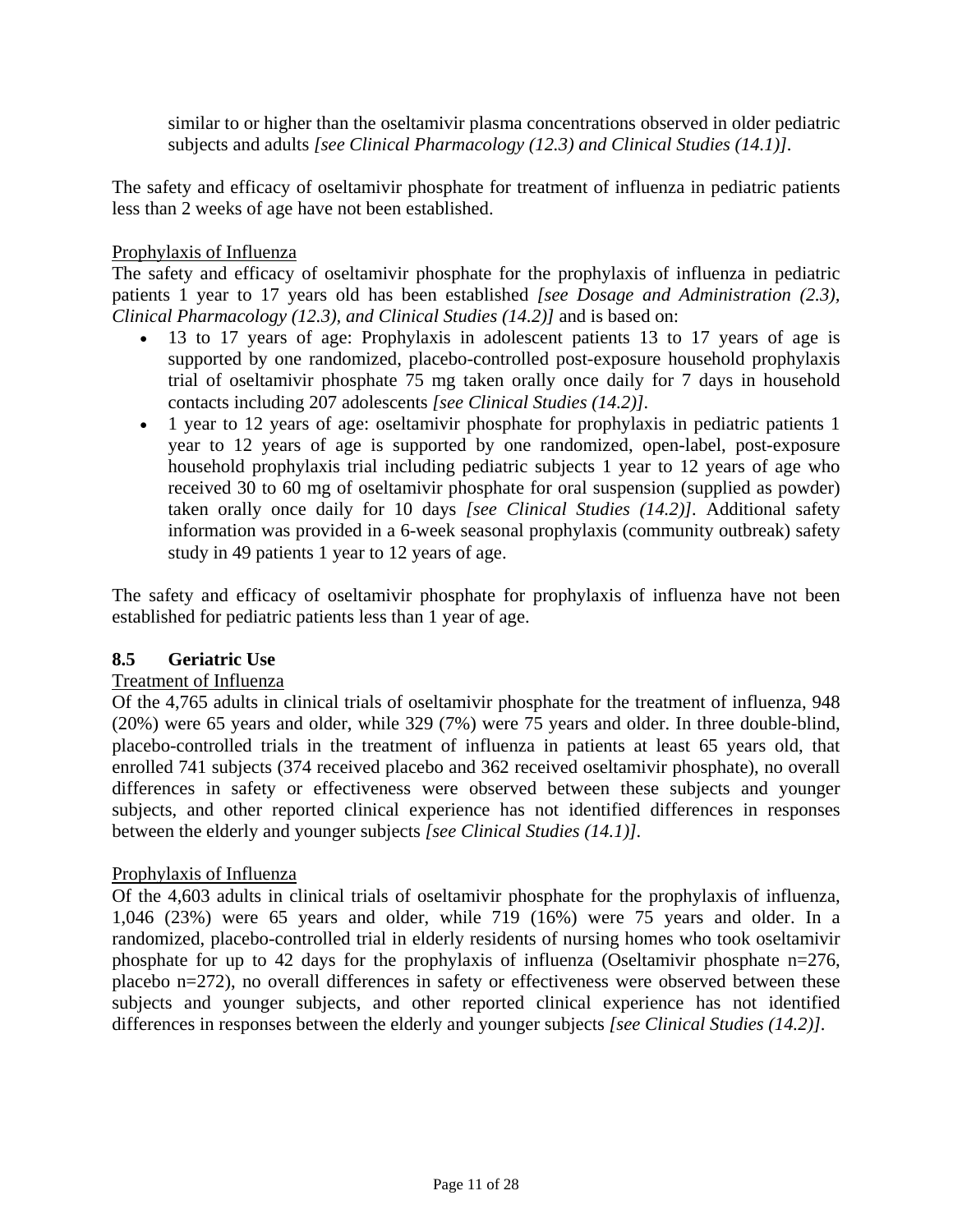similar to or higher than the oseltamivir plasma concentrations observed in older pediatric subjects and adults *[see Clinical Pharmacology (12.3) and Clinical Studies (14.1)]*.

The safety and efficacy of oseltamivir phosphate for treatment of influenza in pediatric patients less than 2 weeks of age have not been established.

Prophylaxis of Influenza

The safety and efficacy of oseltamivir phosphate for the prophylaxis of influenza in pediatric patients 1 year to 17 years old has been established *[see Dosage and Administration (2.3), Clinical Pharmacology (12.3), and Clinical Studies (14.2)]* and is based on:

- 13 to 17 years of age: Prophylaxis in adolescent patients 13 to 17 years of age is supported by one randomized, placebo-controlled post-exposure household prophylaxis trial of oseltamivir phosphate 75 mg taken orally once daily for 7 days in household contacts including 207 adolescents *[see Clinical Studies (14.2)]*.
- 1 year to 12 years of age: oseltamivir phosphate for prophylaxis in pediatric patients 1 year to 12 years of age is supported by one randomized, open-label, post-exposure household prophylaxis trial including pediatric subjects 1 year to 12 years of age who received 30 to 60 mg of oseltamivir phosphate for oral suspension (supplied as powder) taken orally once daily for 10 days *[see Clinical Studies (14.2)]*. Additional safety information was provided in a 6-week seasonal prophylaxis (community outbreak) safety study in 49 patients 1 year to 12 years of age.

The safety and efficacy of oseltamivir phosphate for prophylaxis of influenza have not been established for pediatric patients less than 1 year of age.

### 8.5 Geriatric Use

Treatment of Influenza

Of the 4,765 adults in clinical trials of oseltamivir phosphate for the treatment of influenza, 948 (20%) were 65 years and older, while 329 (7%) were 75 years and older. In three double-blind, placebo-controlled trials in the treatment of influenza in patients at least 65 years old, that enrolled 741 subjects (374 received placebo and 362 received oseltamivir phosphate), no overall differences in safety or effectiveness were observed between these subjects and younger subjects, and other reported clinical experience has not identified differences in responses between the elderly and younger subjects *[see Clinical Studies (14.1)]*.

Prophylaxis of Influenza

Of the 4,603 adults in clinical trials of oseltamivir phosphate for the prophylaxis of influenza, 1,046 (23%) were 65 years and older, while 719 (16%) were 75 years and older. In a randomized, placebo-controlled trial in elderly residents of nursing homes who took oseltamivir phosphate for up to 42 days for the prophylaxis of influenza (Oseltamivir phosphate n=276, placebo n=272), no overall differences in safety or effectiveness were observed between these subjects and younger subjects, and other reported clinical experience has not identified differences in responses between the elderly and younger subjects *[see Clinical Studies (14.2)]*.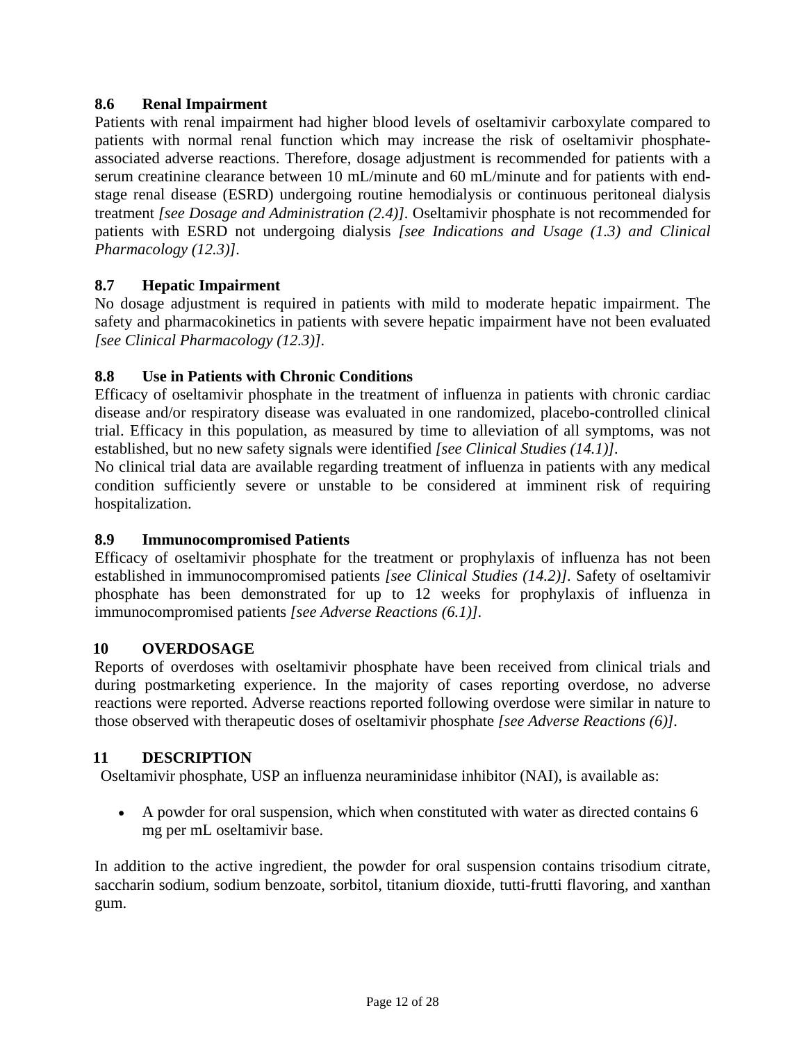### 8.6 Renal Impairment

Patients with renal impairment had higher blood levels of oseltamivir carboxylate compared to patients with normal renal function which may increase the risk of oseltamivir phosphate-associated adverse reactions. Therefore, dosage adjustment is recommended for patients with a serum creatinine clearance between 10 mL/minute and 60 mL/minute and for patients with end-stage renal disease (ESRD) undergoing routine hemodialysis or continuous peritoneal dialysis treatment *[see Dosage and Administration (2.4)]*. Oseltamivir phosphate is not recommended for patients with ESRD not undergoing dialysis *[see Indications and Usage (1.3) and Clinical Pharmacology (12.3)]*.

### 8.7 Hepatic Impairment

No dosage adjustment is required in patients with mild to moderate hepatic impairment. The safety and pharmacokinetics in patients with severe hepatic impairment have not been evaluated *[see Clinical Pharmacology (12.3)]*.

### 8.8 Use in Patients with Chronic Conditions

Efficacy of oseltamivir phosphate in the treatment of influenza in patients with chronic cardiac disease and/or respiratory disease was evaluated in one randomized, placebo-controlled clinical trial. Efficacy in this population, as measured by time to alleviation of all symptoms, was not established, but no new safety signals were identified *[see Clinical Studies (14.1)]*.

No clinical trial data are available regarding treatment of influenza in patients with any medical condition sufficiently severe or unstable to be considered at imminent risk of requiring hospitalization.

### 8.9 Immunocompromised Patients

Efficacy of oseltamivir phosphate for the treatment or prophylaxis of influenza has not been established in immunocompromised patients *[see Clinical Studies (14.2)]*. Safety of oseltamivir phosphate has been demonstrated for up to 12 weeks for prophylaxis of influenza in immunocompromised patients *[see Adverse Reactions (6.1)]*.

## 10 OVERDOSAGE

Reports of overdoses with oseltamivir phosphate have been received from clinical trials and during postmarketing experience. In the majority of cases reporting overdose, no adverse reactions were reported. Adverse reactions reported following overdose were similar in nature to those observed with therapeutic doses of oseltamivir phosphate *[see Adverse Reactions (6)]*.

## 11 DESCRIPTION

Oseltamivir phosphate, USP an influenza neuraminidase inhibitor (NAI), is available as:

- A powder for oral suspension, which when constituted with water as directed contains 6 mg per mL oseltamivir base.

In addition to the active ingredient, the powder for oral suspension contains trisodium citrate, saccharin sodium, sodium benzoate, sorbitol, titanium dioxide, tutti-frutti flavoring, and xanthan gum.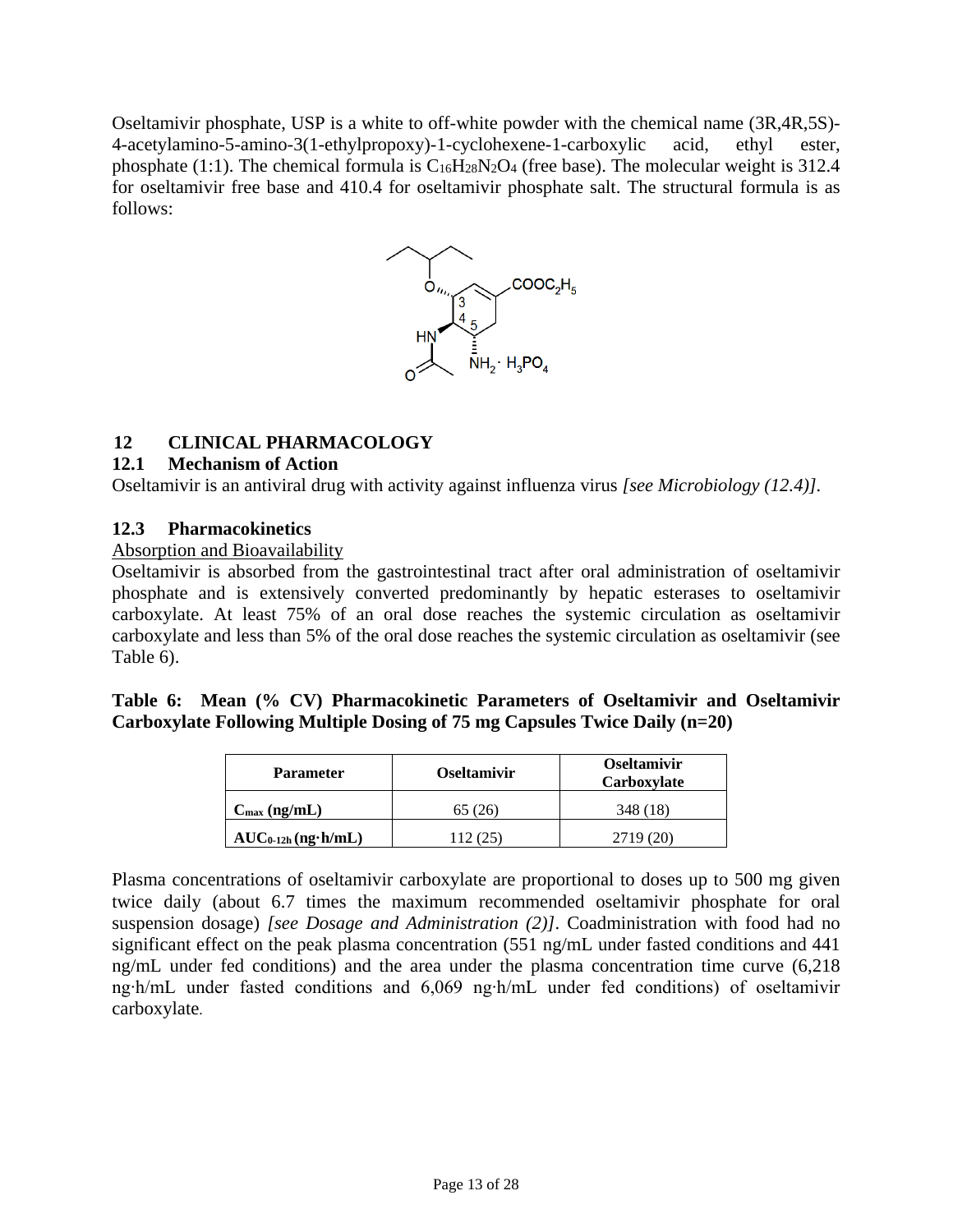Oseltamivir phosphate, USP is a white to off-white powder with the chemical name (3R,4R,5S)-4-acetylamino-5-amino-3(1-ethylpropoxy)-1-cyclohexene-1-carboxylic acid, ethyl ester, phosphate (1:1). The chemical formula is $C_{16}H_{28}N_2O_4$ (free base). The molecular weight is 312.4 for oseltamivir free base and 410.4 for oseltamivir phosphate salt. The structural formula is as follows:

## 12 CLINICAL PHARMACOLOGY

### 12.1 Mechanism of Action

Oseltamivir is an antiviral drug with activity against influenza virus *[see Microbiology (12.4)]*.

### 12.3 Pharmacokinetics

Absorption and Bioavailability

Oseltamivir is absorbed from the gastrointestinal tract after oral administration of oseltamivir phosphate and is extensively converted predominantly by hepatic esterases to oseltamivir carboxylate. At least 75% of an oral dose reaches the systemic circulation as oseltamivir carboxylate and less than 5% of the oral dose reaches the systemic circulation as oseltamivir (see Table 6).

**Table 6: Mean (% CV) Pharmacokinetic Parameters of Oseltamivir and Oseltamivir Carboxylate Following Multiple Dosing of 75 mg Capsules Twice Daily (n=20)**

| Parameter | Oseltamivir | Oseltamivir Carboxylate |
|---|---|---|
| **$C_{max}$ (ng/mL)** | 65 (26) | 348 (18) |
| **$AUC_{0-12h}$ (ng·h/mL)** | 112 (25) | 2719 (20) |

Plasma concentrations of oseltamivir carboxylate are proportional to doses up to 500 mg given twice daily (about 6.7 times the maximum recommended oseltamivir phosphate for oral suspension dosage) *[see Dosage and Administration (2)]*. Coadministration with food had no significant effect on the peak plasma concentration (551 ng/mL under fasted conditions and 441 ng/mL under fed conditions) and the area under the plasma concentration time curve (6,218 ng·h/mL under fasted conditions and 6,069 ng·h/mL under fed conditions) of oseltamivir carboxylate.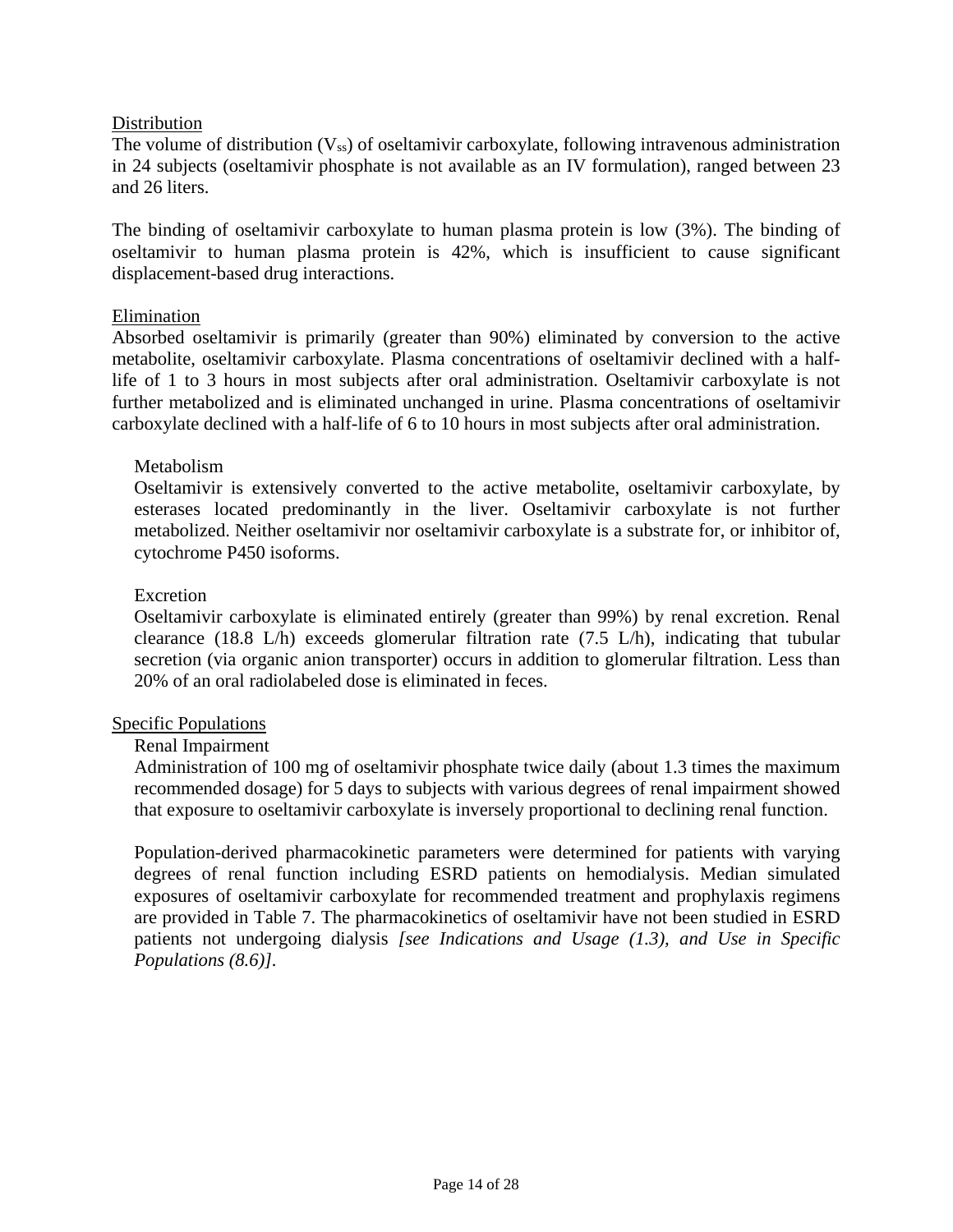## Distribution

The volume of distribution ($V_{ss}$) of oseltamivir carboxylate, following intravenous administration in 24 subjects (oseltamivir phosphate is not available as an IV formulation), ranged between 23 and 26 liters.

The binding of oseltamivir carboxylate to human plasma protein is low (3%). The binding of oseltamivir to human plasma protein is 42%, which is insufficient to cause significant displacement-based drug interactions.

## Elimination

Absorbed oseltamivir is primarily (greater than 90%) eliminated by conversion to the active metabolite, oseltamivir carboxylate. Plasma concentrations of oseltamivir declined with a half-life of 1 to 3 hours in most subjects after oral administration. Oseltamivir carboxylate is not further metabolized and is eliminated unchanged in urine. Plasma concentrations of oseltamivir carboxylate declined with a half-life of 6 to 10 hours in most subjects after oral administration.

### Metabolism

Oseltamivir is extensively converted to the active metabolite, oseltamivir carboxylate, by esterases located predominantly in the liver. Oseltamivir carboxylate is not further metabolized. Neither oseltamivir nor oseltamivir carboxylate is a substrate for, or inhibitor of, cytochrome P450 isoforms.

### Excretion

Oseltamivir carboxylate is eliminated entirely (greater than 99%) by renal excretion. Renal clearance (18.8 L/h) exceeds glomerular filtration rate (7.5 L/h), indicating that tubular secretion (via organic anion transporter) occurs in addition to glomerular filtration. Less than 20% of an oral radiolabeled dose is eliminated in feces.

## Specific Populations

### Renal Impairment

Administration of 100 mg of oseltamivir phosphate twice daily (about 1.3 times the maximum recommended dosage) for 5 days to subjects with various degrees of renal impairment showed that exposure to oseltamivir carboxylate is inversely proportional to declining renal function.

Population-derived pharmacokinetic parameters were determined for patients with varying degrees of renal function including ESRD patients on hemodialysis. Median simulated exposures of oseltamivir carboxylate for recommended treatment and prophylaxis regimens are provided in Table 7. The pharmacokinetics of oseltamivir have not been studied in ESRD patients not undergoing dialysis *[see Indications and Usage (1.3), and Use in Specific Populations (8.6)]*.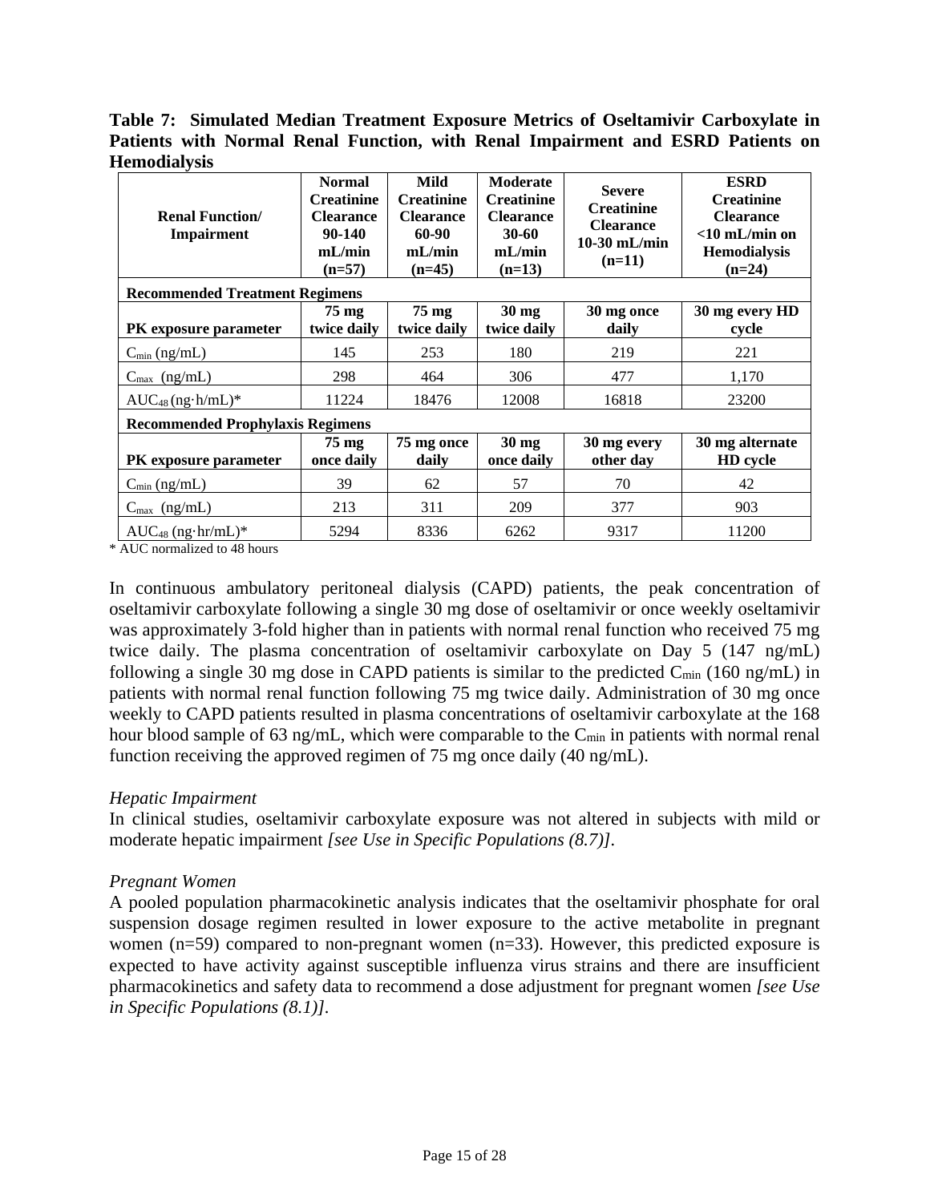**Table 7: Simulated Median Treatment Exposure Metrics of Oseltamivir Carboxylate in Patients with Normal Renal Function, with Renal Impairment and ESRD Patients on Hemodialysis**

| Renal Function/ Impairment | Normal Creatinine Clearance 90-140 mL/min (n=57) | Mild Creatinine Clearance 60-90 mL/min (n=45) | Moderate Creatinine Clearance 30-60 mL/min (n=13) | Severe Creatinine Clearance 10-30 mL/min (n=11) | ESRD Creatinine Clearance <10 mL/min on Hemodialysis (n=24) |
|---|---|---|---|---|---|
| **Recommended Treatment Regimens** | | | | | |
| **PK exposure parameter** | **75 mg twice daily** | **75 mg twice daily** | **30 mg twice daily** | **30 mg once daily** | **30 mg every HD cycle** |
| $C_{min}$ (ng/mL) | 145 | 253 | 180 | 219 | 221 |
| $C_{max}$ (ng/mL) | 298 | 464 | 306 | 477 | 1,170 |
| $AUC_{48}$ (ng·h/mL)* | 11224 | 18476 | 12008 | 16818 | 23200 |
| **Recommended Prophylaxis Regimens** | | | | | |
| **PK exposure parameter** | **75 mg once daily** | **75 mg once daily** | **30 mg once daily** | **30 mg every other day** | **30 mg alternate HD cycle** |
| $C_{min}$ (ng/mL) | 39 | 62 | 57 | 70 | 42 |
| $C_{max}$ (ng/mL) | 213 | 311 | 209 | 377 | 903 |
| $AUC_{48}$ (ng·hr/mL)* | 5294 | 8336 | 6262 | 9317 | 11200 |

\* AUC normalized to 48 hours

In continuous ambulatory peritoneal dialysis (CAPD) patients, the peak concentration of oseltamivir carboxylate following a single 30 mg dose of oseltamivir or once weekly oseltamivir was approximately 3-fold higher than in patients with normal renal function who received 75 mg twice daily. The plasma concentration of oseltamivir carboxylate on Day 5 (147 ng/mL) following a single 30 mg dose in CAPD patients is similar to the predicted $C_{min}$ (160 ng/mL) in patients with normal renal function following 75 mg twice daily. Administration of 30 mg once weekly to CAPD patients resulted in plasma concentrations of oseltamivir carboxylate at the 168 hour blood sample of 63 ng/mL, which were comparable to the $C_{min}$ in patients with normal renal function receiving the approved regimen of 75 mg once daily (40 ng/mL).

*Hepatic Impairment*

In clinical studies, oseltamivir carboxylate exposure was not altered in subjects with mild or moderate hepatic impairment *[see Use in Specific Populations (8.7)]*.

*Pregnant Women*

A pooled population pharmacokinetic analysis indicates that the oseltamivir phosphate for oral suspension dosage regimen resulted in lower exposure to the active metabolite in pregnant women (n=59) compared to non-pregnant women (n=33). However, this predicted exposure is expected to have activity against susceptible influenza virus strains and there are insufficient pharmacokinetics and safety data to recommend a dose adjustment for pregnant women *[see Use in Specific Populations (8.1)]*.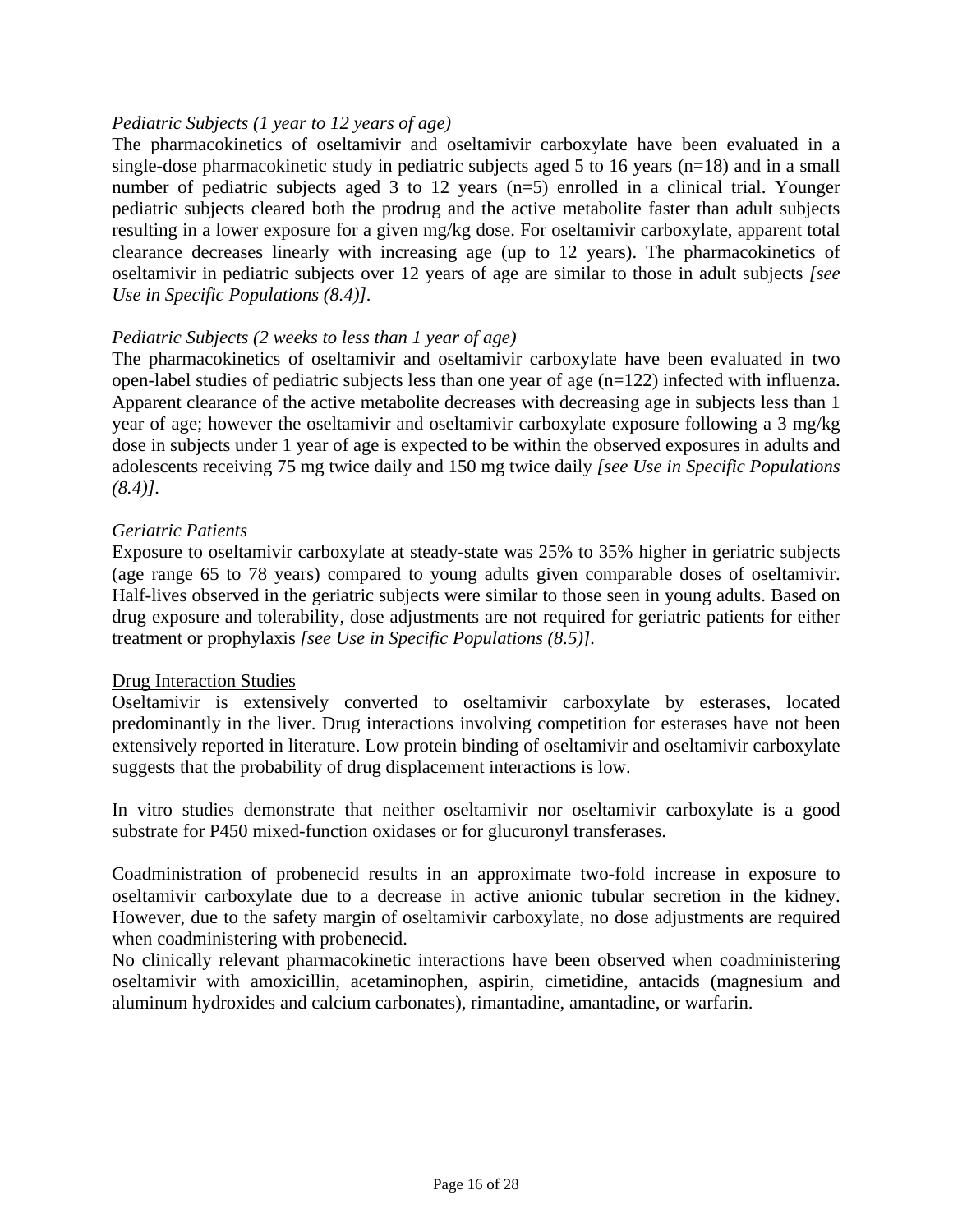*Pediatric Subjects (1 year to 12 years of age)*

The pharmacokinetics of oseltamivir and oseltamivir carboxylate have been evaluated in a single-dose pharmacokinetic study in pediatric subjects aged 5 to 16 years (n=18) and in a small number of pediatric subjects aged 3 to 12 years (n=5) enrolled in a clinical trial. Younger pediatric subjects cleared both the prodrug and the active metabolite faster than adult subjects resulting in a lower exposure for a given mg/kg dose. For oseltamivir carboxylate, apparent total clearance decreases linearly with increasing age (up to 12 years). The pharmacokinetics of oseltamivir in pediatric subjects over 12 years of age are similar to those in adult subjects *[see Use in Specific Populations (8.4)]*.

*Pediatric Subjects (2 weeks to less than 1 year of age)*

The pharmacokinetics of oseltamivir and oseltamivir carboxylate have been evaluated in two open-label studies of pediatric subjects less than one year of age (n=122) infected with influenza. Apparent clearance of the active metabolite decreases with decreasing age in subjects less than 1 year of age; however the oseltamivir and oseltamivir carboxylate exposure following a 3 mg/kg dose in subjects under 1 year of age is expected to be within the observed exposures in adults and adolescents receiving 75 mg twice daily and 150 mg twice daily *[see Use in Specific Populations (8.4)]*.

*Geriatric Patients*

Exposure to oseltamivir carboxylate at steady-state was 25% to 35% higher in geriatric subjects (age range 65 to 78 years) compared to young adults given comparable doses of oseltamivir. Half-lives observed in the geriatric subjects were similar to those seen in young adults. Based on drug exposure and tolerability, dose adjustments are not required for geriatric patients for either treatment or prophylaxis *[see Use in Specific Populations (8.5)]*.

<u>Drug Interaction Studies</u>

Oseltamivir is extensively converted to oseltamivir carboxylate by esterases, located predominantly in the liver. Drug interactions involving competition for esterases have not been extensively reported in literature. Low protein binding of oseltamivir and oseltamivir carboxylate suggests that the probability of drug displacement interactions is low.

In vitro studies demonstrate that neither oseltamivir nor oseltamivir carboxylate is a good substrate for P450 mixed-function oxidases or for glucuronyl transferases.

Coadministration of probenecid results in an approximate two-fold increase in exposure to oseltamivir carboxylate due to a decrease in active anionic tubular secretion in the kidney. However, due to the safety margin of oseltamivir carboxylate, no dose adjustments are required when coadministering with probenecid.

No clinically relevant pharmacokinetic interactions have been observed when coadministering oseltamivir with amoxicillin, acetaminophen, aspirin, cimetidine, antacids (magnesium and aluminum hydroxides and calcium carbonates), rimantadine, amantadine, or warfarin.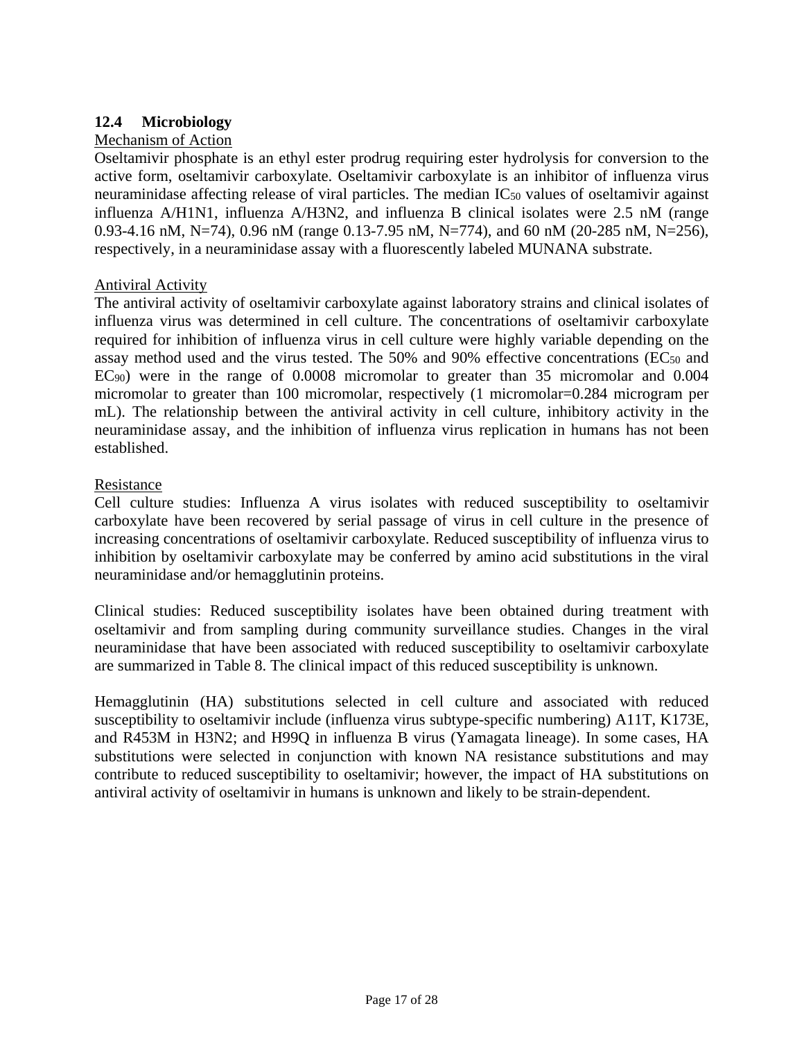## 12.4 Microbiology

Mechanism of Action

Oseltamivir phosphate is an ethyl ester prodrug requiring ester hydrolysis for conversion to the active form, oseltamivir carboxylate. Oseltamivir carboxylate is an inhibitor of influenza virus neuraminidase affecting release of viral particles. The median $IC_{50}$ values of oseltamivir against influenza A/H1N1, influenza A/H3N2, and influenza B clinical isolates were 2.5 nM (range 0.93-4.16 nM, N=74), 0.96 nM (range 0.13-7.95 nM, N=774), and 60 nM (20-285 nM, N=256), respectively, in a neuraminidase assay with a fluorescently labeled MUNANA substrate.

Antiviral Activity

The antiviral activity of oseltamivir carboxylate against laboratory strains and clinical isolates of influenza virus was determined in cell culture. The concentrations of oseltamivir carboxylate required for inhibition of influenza virus in cell culture were highly variable depending on the assay method used and the virus tested. The 50% and 90% effective concentrations ($EC_{50}$ and $EC_{90}$) were in the range of 0.0008 micromolar to greater than 35 micromolar and 0.004 micromolar to greater than 100 micromolar, respectively (1 micromolar=0.284 microgram per mL). The relationship between the antiviral activity in cell culture, inhibitory activity in the neuraminidase assay, and the inhibition of influenza virus replication in humans has not been established.

Resistance

Cell culture studies: Influenza A virus isolates with reduced susceptibility to oseltamivir carboxylate have been recovered by serial passage of virus in cell culture in the presence of increasing concentrations of oseltamivir carboxylate. Reduced susceptibility of influenza virus to inhibition by oseltamivir carboxylate may be conferred by amino acid substitutions in the viral neuraminidase and/or hemagglutinin proteins.

Clinical studies: Reduced susceptibility isolates have been obtained during treatment with oseltamivir and from sampling during community surveillance studies. Changes in the viral neuraminidase that have been associated with reduced susceptibility to oseltamivir carboxylate are summarized in Table 8. The clinical impact of this reduced susceptibility is unknown.

Hemagglutinin (HA) substitutions selected in cell culture and associated with reduced susceptibility to oseltamivir include (influenza virus subtype-specific numbering) A11T, K173E, and R453M in H3N2; and H99Q in influenza B virus (Yamagata lineage). In some cases, HA substitutions were selected in conjunction with known NA resistance substitutions and may contribute to reduced susceptibility to oseltamivir; however, the impact of HA substitutions on antiviral activity of oseltamivir in humans is unknown and likely to be strain-dependent.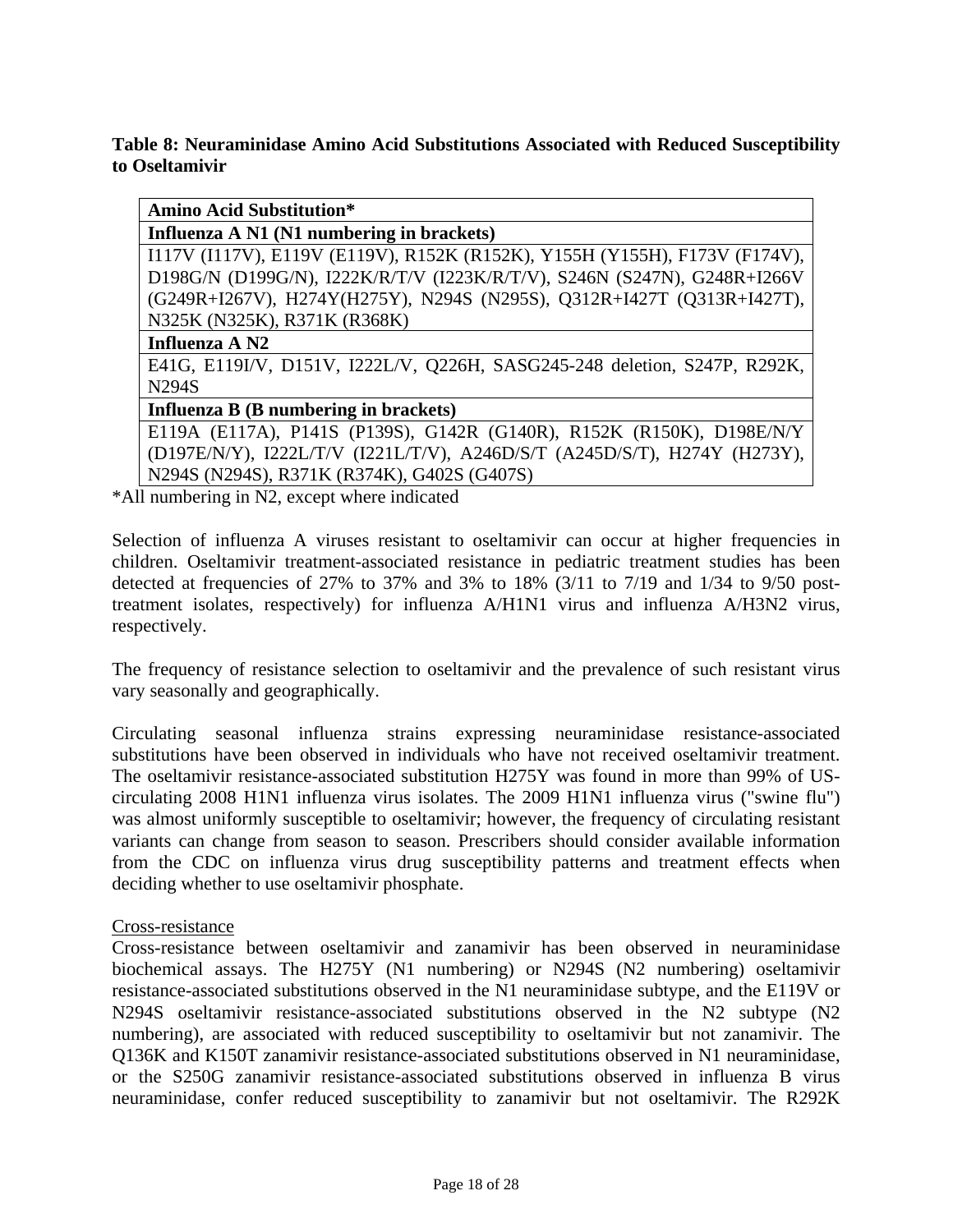**Table 8: Neuraminidase Amino Acid Substitutions Associated with Reduced Susceptibility to Oseltamivir**

| Amino Acid Substitution* |
|---|
| **Influenza A N1 (N1 numbering in brackets)** |
| I117V (I117V), E119V (E119V), R152K (R152K), Y155H (Y155H), F173V (F174V), D198G/N (D199G/N), I222K/R/T/V (I223K/R/T/V), S246N (S247N), G248R+I266V (G249R+I267V), H274Y(H275Y), N294S (N295S), Q312R+I427T (Q313R+I427T), N325K (N325K), R371K (R368K) |
| **Influenza A N2** |
| E41G, E119I/V, D151V, I222L/V, Q226H, SASG245-248 deletion, S247P, R292K, N294S |
| **Influenza B (B numbering in brackets)** |
| E119A (E117A), P141S (P139S), G142R (G140R), R152K (R150K), D198E/N/Y (D197E/N/Y), I222L/T/V (I221L/T/V), A246D/S/T (A245D/S/T), H274Y (H273Y), N294S (N294S), R371K (R374K), G402S (G407S) |

*All numbering in N2, except where indicated

Selection of influenza A viruses resistant to oseltamivir can occur at higher frequencies in children. Oseltamivir treatment-associated resistance in pediatric treatment studies has been detected at frequencies of 27% to 37% and 3% to 18% (3/11 to 7/19 and 1/34 to 9/50 post-treatment isolates, respectively) for influenza A/H1N1 virus and influenza A/H3N2 virus, respectively.

The frequency of resistance selection to oseltamivir and the prevalence of such resistant virus vary seasonally and geographically.

Circulating seasonal influenza strains expressing neuraminidase resistance-associated substitutions have been observed in individuals who have not received oseltamivir treatment. The oseltamivir resistance-associated substitution H275Y was found in more than 99% of US-circulating 2008 H1N1 influenza virus isolates. The 2009 H1N1 influenza virus ("swine flu") was almost uniformly susceptible to oseltamivir; however, the frequency of circulating resistant variants can change from season to season. Prescribers should consider available information from the CDC on influenza virus drug susceptibility patterns and treatment effects when deciding whether to use oseltamivir phosphate.

Cross-resistance

Cross-resistance between oseltamivir and zanamivir has been observed in neuraminidase biochemical assays. The H275Y (N1 numbering) or N294S (N2 numbering) oseltamivir resistance-associated substitutions observed in the N1 neuraminidase subtype, and the E119V or N294S oseltamivir resistance-associated substitutions observed in the N2 subtype (N2 numbering), are associated with reduced susceptibility to oseltamivir but not zanamivir. The Q136K and K150T zanamivir resistance-associated substitutions observed in N1 neuraminidase, or the S250G zanamivir resistance-associated substitutions observed in influenza B virus neuraminidase, confer reduced susceptibility to zanamivir but not oseltamivir. The R292K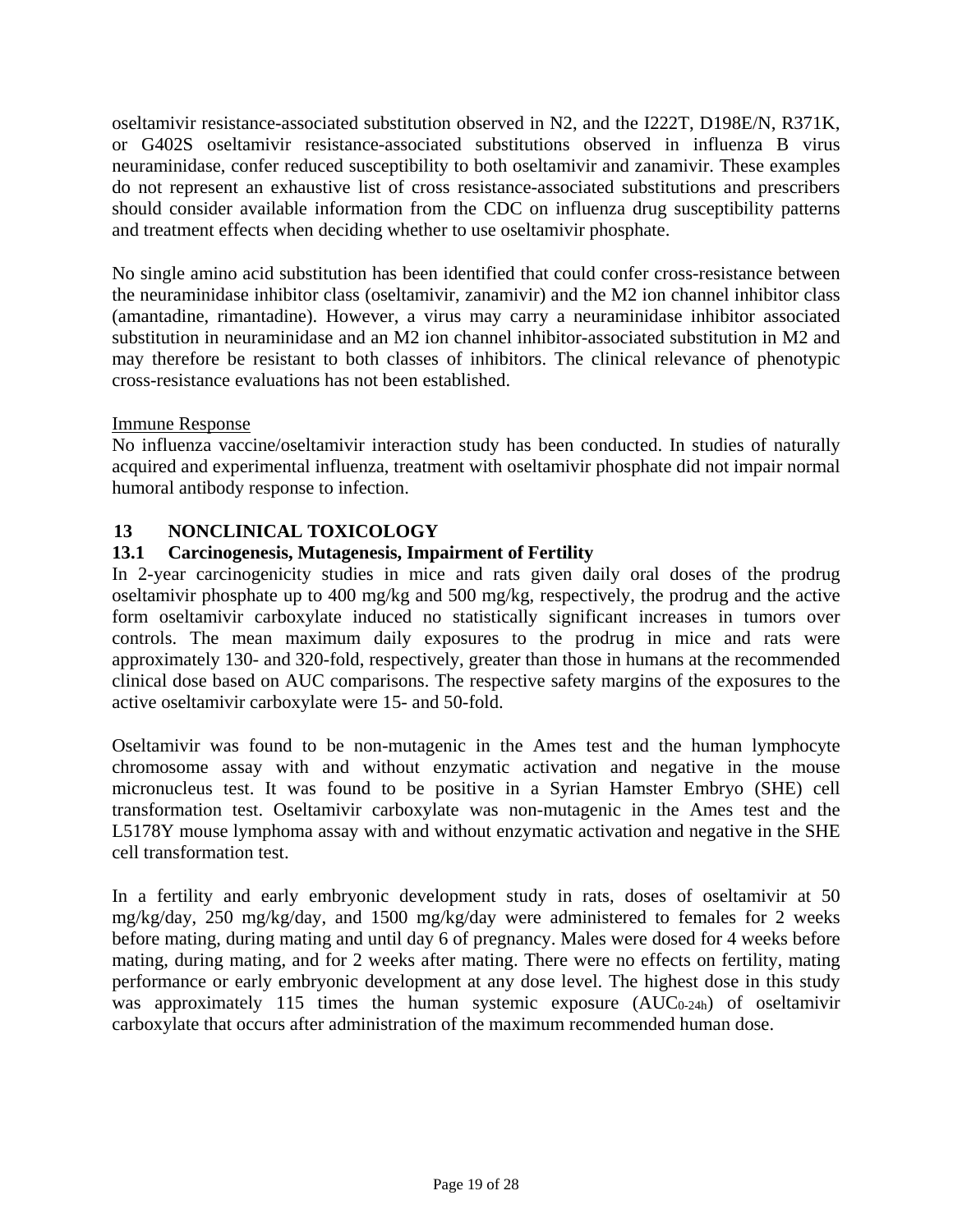oseltamivir resistance-associated substitution observed in N2, and the I222T, D198E/N, R371K, or G402S oseltamivir resistance-associated substitutions observed in influenza B virus neuraminidase, confer reduced susceptibility to both oseltamivir and zanamivir. These examples do not represent an exhaustive list of cross resistance-associated substitutions and prescribers should consider available information from the CDC on influenza drug susceptibility patterns and treatment effects when deciding whether to use oseltamivir phosphate.

No single amino acid substitution has been identified that could confer cross-resistance between the neuraminidase inhibitor class (oseltamivir, zanamivir) and the M2 ion channel inhibitor class (amantadine, rimantadine). However, a virus may carry a neuraminidase inhibitor associated substitution in neuraminidase and an M2 ion channel inhibitor-associated substitution in M2 and may therefore be resistant to both classes of inhibitors. The clinical relevance of phenotypic cross-resistance evaluations has not been established.

Immune Response

No influenza vaccine/oseltamivir interaction study has been conducted. In studies of naturally acquired and experimental influenza, treatment with oseltamivir phosphate did not impair normal humoral antibody response to infection.

## 13 NONCLINICAL TOXICOLOGY

### 13.1 Carcinogenesis, Mutagenesis, Impairment of Fertility

In 2-year carcinogenicity studies in mice and rats given daily oral doses of the prodrug oseltamivir phosphate up to 400 mg/kg and 500 mg/kg, respectively, the prodrug and the active form oseltamivir carboxylate induced no statistically significant increases in tumors over controls. The mean maximum daily exposures to the prodrug in mice and rats were approximately 130- and 320-fold, respectively, greater than those in humans at the recommended clinical dose based on AUC comparisons. The respective safety margins of the exposures to the active oseltamivir carboxylate were 15- and 50-fold.

Oseltamivir was found to be non-mutagenic in the Ames test and the human lymphocyte chromosome assay with and without enzymatic activation and negative in the mouse micronucleus test. It was found to be positive in a Syrian Hamster Embryo (SHE) cell transformation test. Oseltamivir carboxylate was non-mutagenic in the Ames test and the L5178Y mouse lymphoma assay with and without enzymatic activation and negative in the SHE cell transformation test.

In a fertility and early embryonic development study in rats, doses of oseltamivir at 50 mg/kg/day, 250 mg/kg/day, and 1500 mg/kg/day were administered to females for 2 weeks before mating, during mating and until day 6 of pregnancy. Males were dosed for 4 weeks before mating, during mating, and for 2 weeks after mating. There were no effects on fertility, mating performance or early embryonic development at any dose level. The highest dose in this study was approximately 115 times the human systemic exposure ($AUC_{0\text{-}24h}$) of oseltamivir carboxylate that occurs after administration of the maximum recommended human dose.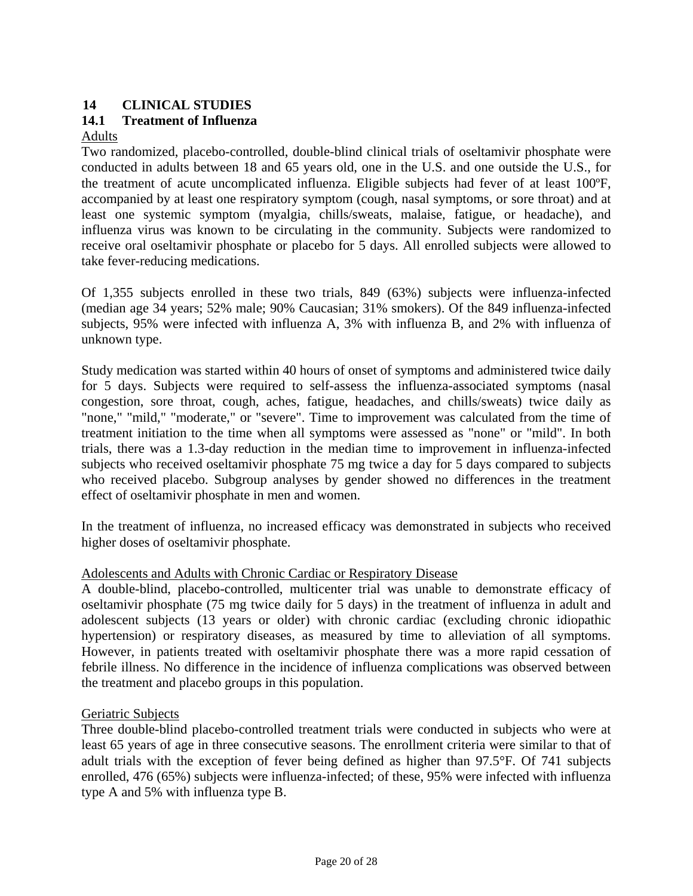## 14 CLINICAL STUDIES

### 14.1 Treatment of Influenza

Adults

Two randomized, placebo-controlled, double-blind clinical trials of oseltamivir phosphate were conducted in adults between 18 and 65 years old, one in the U.S. and one outside the U.S., for the treatment of acute uncomplicated influenza. Eligible subjects had fever of at least 100ºF, accompanied by at least one respiratory symptom (cough, nasal symptoms, or sore throat) and at least one systemic symptom (myalgia, chills/sweats, malaise, fatigue, or headache), and influenza virus was known to be circulating in the community. Subjects were randomized to receive oral oseltamivir phosphate or placebo for 5 days. All enrolled subjects were allowed to take fever-reducing medications.

Of 1,355 subjects enrolled in these two trials, 849 (63%) subjects were influenza-infected (median age 34 years; 52% male; 90% Caucasian; 31% smokers). Of the 849 influenza-infected subjects, 95% were infected with influenza A, 3% with influenza B, and 2% with influenza of unknown type.

Study medication was started within 40 hours of onset of symptoms and administered twice daily for 5 days. Subjects were required to self-assess the influenza-associated symptoms (nasal congestion, sore throat, cough, aches, fatigue, headaches, and chills/sweats) twice daily as "none," "mild," "moderate," or "severe". Time to improvement was calculated from the time of treatment initiation to the time when all symptoms were assessed as "none" or "mild". In both trials, there was a 1.3-day reduction in the median time to improvement in influenza-infected subjects who received oseltamivir phosphate 75 mg twice a day for 5 days compared to subjects who received placebo. Subgroup analyses by gender showed no differences in the treatment effect of oseltamivir phosphate in men and women.

In the treatment of influenza, no increased efficacy was demonstrated in subjects who received higher doses of oseltamivir phosphate.

Adolescents and Adults with Chronic Cardiac or Respiratory Disease

A double-blind, placebo-controlled, multicenter trial was unable to demonstrate efficacy of oseltamivir phosphate (75 mg twice daily for 5 days) in the treatment of influenza in adult and adolescent subjects (13 years or older) with chronic cardiac (excluding chronic idiopathic hypertension) or respiratory diseases, as measured by time to alleviation of all symptoms. However, in patients treated with oseltamivir phosphate there was a more rapid cessation of febrile illness. No difference in the incidence of influenza complications was observed between the treatment and placebo groups in this population.

Geriatric Subjects

Three double-blind placebo-controlled treatment trials were conducted in subjects who were at least 65 years of age in three consecutive seasons. The enrollment criteria were similar to that of adult trials with the exception of fever being defined as higher than 97.5°F. Of 741 subjects enrolled, 476 (65%) subjects were influenza-infected; of these, 95% were infected with influenza type A and 5% with influenza type B.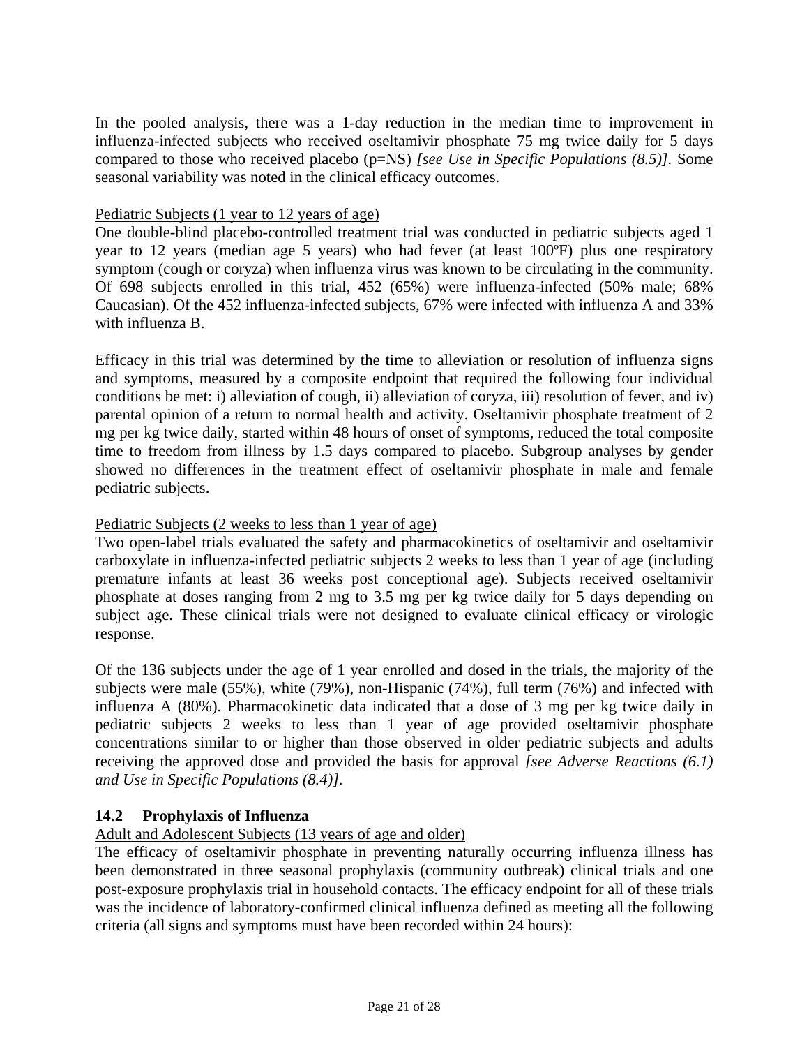In the pooled analysis, there was a 1-day reduction in the median time to improvement in influenza-infected subjects who received oseltamivir phosphate 75 mg twice daily for 5 days compared to those who received placebo (p=NS) *[see Use in Specific Populations (8.5)]*. Some seasonal variability was noted in the clinical efficacy outcomes.

Pediatric Subjects (1 year to 12 years of age)

One double-blind placebo-controlled treatment trial was conducted in pediatric subjects aged 1 year to 12 years (median age 5 years) who had fever (at least 100ºF) plus one respiratory symptom (cough or coryza) when influenza virus was known to be circulating in the community. Of 698 subjects enrolled in this trial, 452 (65%) were influenza-infected (50% male; 68% Caucasian). Of the 452 influenza-infected subjects, 67% were infected with influenza A and 33% with influenza B.

Efficacy in this trial was determined by the time to alleviation or resolution of influenza signs and symptoms, measured by a composite endpoint that required the following four individual conditions be met: i) alleviation of cough, ii) alleviation of coryza, iii) resolution of fever, and iv) parental opinion of a return to normal health and activity. Oseltamivir phosphate treatment of 2 mg per kg twice daily, started within 48 hours of onset of symptoms, reduced the total composite time to freedom from illness by 1.5 days compared to placebo. Subgroup analyses by gender showed no differences in the treatment effect of oseltamivir phosphate in male and female pediatric subjects.

Pediatric Subjects (2 weeks to less than 1 year of age)

Two open-label trials evaluated the safety and pharmacokinetics of oseltamivir and oseltamivir carboxylate in influenza-infected pediatric subjects 2 weeks to less than 1 year of age (including premature infants at least 36 weeks post conceptional age). Subjects received oseltamivir phosphate at doses ranging from 2 mg to 3.5 mg per kg twice daily for 5 days depending on subject age. These clinical trials were not designed to evaluate clinical efficacy or virologic response.

Of the 136 subjects under the age of 1 year enrolled and dosed in the trials, the majority of the subjects were male (55%), white (79%), non-Hispanic (74%), full term (76%) and infected with influenza A (80%). Pharmacokinetic data indicated that a dose of 3 mg per kg twice daily in pediatric subjects 2 weeks to less than 1 year of age provided oseltamivir phosphate concentrations similar to or higher than those observed in older pediatric subjects and adults receiving the approved dose and provided the basis for approval *[see Adverse Reactions (6.1) and Use in Specific Populations (8.4)]*.

### 14.2 Prophylaxis of Influenza

Adult and Adolescent Subjects (13 years of age and older)

The efficacy of oseltamivir phosphate in preventing naturally occurring influenza illness has been demonstrated in three seasonal prophylaxis (community outbreak) clinical trials and one post-exposure prophylaxis trial in household contacts. The efficacy endpoint for all of these trials was the incidence of laboratory-confirmed clinical influenza defined as meeting all the following criteria (all signs and symptoms must have been recorded within 24 hours):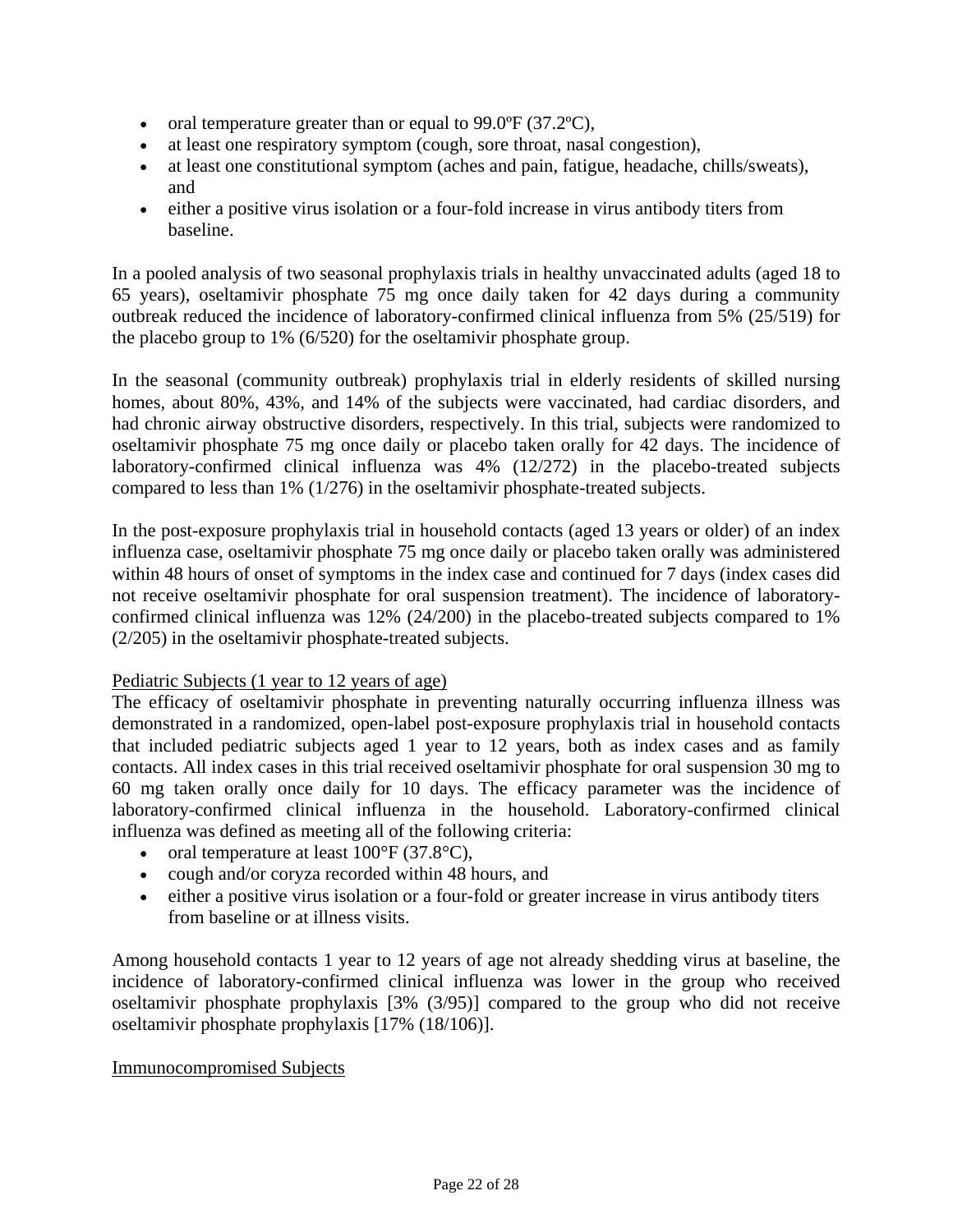- oral temperature greater than or equal to 99.0ºF (37.2ºC),
- at least one respiratory symptom (cough, sore throat, nasal congestion),
- at least one constitutional symptom (aches and pain, fatigue, headache, chills/sweats), and
- either a positive virus isolation or a four-fold increase in virus antibody titers from baseline.

In a pooled analysis of two seasonal prophylaxis trials in healthy unvaccinated adults (aged 18 to 65 years), oseltamivir phosphate 75 mg once daily taken for 42 days during a community outbreak reduced the incidence of laboratory-confirmed clinical influenza from 5% (25/519) for the placebo group to 1% (6/520) for the oseltamivir phosphate group.

In the seasonal (community outbreak) prophylaxis trial in elderly residents of skilled nursing homes, about 80%, 43%, and 14% of the subjects were vaccinated, had cardiac disorders, and had chronic airway obstructive disorders, respectively. In this trial, subjects were randomized to oseltamivir phosphate 75 mg once daily or placebo taken orally for 42 days. The incidence of laboratory-confirmed clinical influenza was 4% (12/272) in the placebo-treated subjects compared to less than 1% (1/276) in the oseltamivir phosphate-treated subjects.

In the post-exposure prophylaxis trial in household contacts (aged 13 years or older) of an index influenza case, oseltamivir phosphate 75 mg once daily or placebo taken orally was administered within 48 hours of onset of symptoms in the index case and continued for 7 days (index cases did not receive oseltamivir phosphate for oral suspension treatment). The incidence of laboratory-confirmed clinical influenza was 12% (24/200) in the placebo-treated subjects compared to 1% (2/205) in the oseltamivir phosphate-treated subjects.

<u>Pediatric Subjects (1 year to 12 years of age)</u>

The efficacy of oseltamivir phosphate in preventing naturally occurring influenza illness was demonstrated in a randomized, open-label post-exposure prophylaxis trial in household contacts that included pediatric subjects aged 1 year to 12 years, both as index cases and as family contacts. All index cases in this trial received oseltamivir phosphate for oral suspension 30 mg to 60 mg taken orally once daily for 10 days. The efficacy parameter was the incidence of laboratory-confirmed clinical influenza in the household. Laboratory-confirmed clinical influenza was defined as meeting all of the following criteria:

- oral temperature at least 100°F (37.8°C),
- cough and/or coryza recorded within 48 hours, and
- either a positive virus isolation or a four-fold or greater increase in virus antibody titers from baseline or at illness visits.

Among household contacts 1 year to 12 years of age not already shedding virus at baseline, the incidence of laboratory-confirmed clinical influenza was lower in the group who received oseltamivir phosphate prophylaxis [3% (3/95)] compared to the group who did not receive oseltamivir phosphate prophylaxis [17% (18/106)].

<u>Immunocompromised Subjects</u>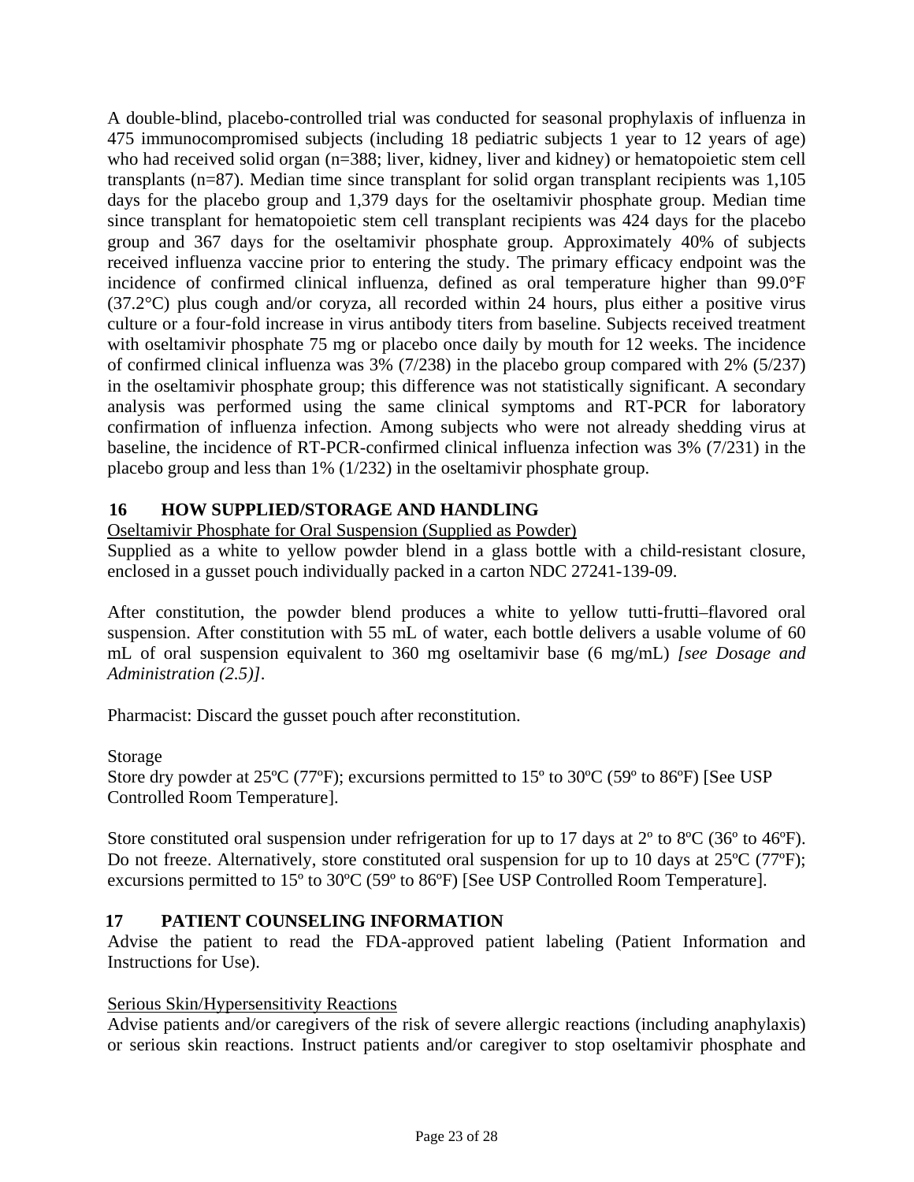A double-blind, placebo-controlled trial was conducted for seasonal prophylaxis of influenza in 475 immunocompromised subjects (including 18 pediatric subjects 1 year to 12 years of age) who had received solid organ (n=388; liver, kidney, liver and kidney) or hematopoietic stem cell transplants (n=87). Median time since transplant for solid organ transplant recipients was 1,105 days for the placebo group and 1,379 days for the oseltamivir phosphate group. Median time since transplant for hematopoietic stem cell transplant recipients was 424 days for the placebo group and 367 days for the oseltamivir phosphate group. Approximately 40% of subjects received influenza vaccine prior to entering the study. The primary efficacy endpoint was the incidence of confirmed clinical influenza, defined as oral temperature higher than 99.0°F (37.2°C) plus cough and/or coryza, all recorded within 24 hours, plus either a positive virus culture or a four-fold increase in virus antibody titers from baseline. Subjects received treatment with oseltamivir phosphate 75 mg or placebo once daily by mouth for 12 weeks. The incidence of confirmed clinical influenza was 3% (7/238) in the placebo group compared with 2% (5/237) in the oseltamivir phosphate group; this difference was not statistically significant. A secondary analysis was performed using the same clinical symptoms and RT-PCR for laboratory confirmation of influenza infection. Among subjects who were not already shedding virus at baseline, the incidence of RT-PCR-confirmed clinical influenza infection was 3% (7/231) in the placebo group and less than 1% (1/232) in the oseltamivir phosphate group.

## 16 HOW SUPPLIED/STORAGE AND HANDLING

Oseltamivir Phosphate for Oral Suspension (Supplied as Powder)

Supplied as a white to yellow powder blend in a glass bottle with a child-resistant closure, enclosed in a gusset pouch individually packed in a carton NDC 27241-139-09.

After constitution, the powder blend produces a white to yellow tutti-frutti–flavored oral suspension. After constitution with 55 mL of water, each bottle delivers a usable volume of 60 mL of oral suspension equivalent to 360 mg oseltamivir base (6 mg/mL) *[see Dosage and Administration (2.5)]*.

Pharmacist: Discard the gusset pouch after reconstitution.

Storage

Store dry powder at 25ºC (77ºF); excursions permitted to 15º to 30ºC (59º to 86ºF) [See USP Controlled Room Temperature].

Store constituted oral suspension under refrigeration for up to 17 days at 2º to 8ºC (36º to 46ºF). Do not freeze. Alternatively, store constituted oral suspension for up to 10 days at 25ºC (77ºF); excursions permitted to 15º to 30ºC (59º to 86ºF) [See USP Controlled Room Temperature].

## 17 PATIENT COUNSELING INFORMATION

Advise the patient to read the FDA-approved patient labeling (Patient Information and Instructions for Use).

Serious Skin/Hypersensitivity Reactions

Advise patients and/or caregivers of the risk of severe allergic reactions (including anaphylaxis) or serious skin reactions. Instruct patients and/or caregiver to stop oseltamivir phosphate and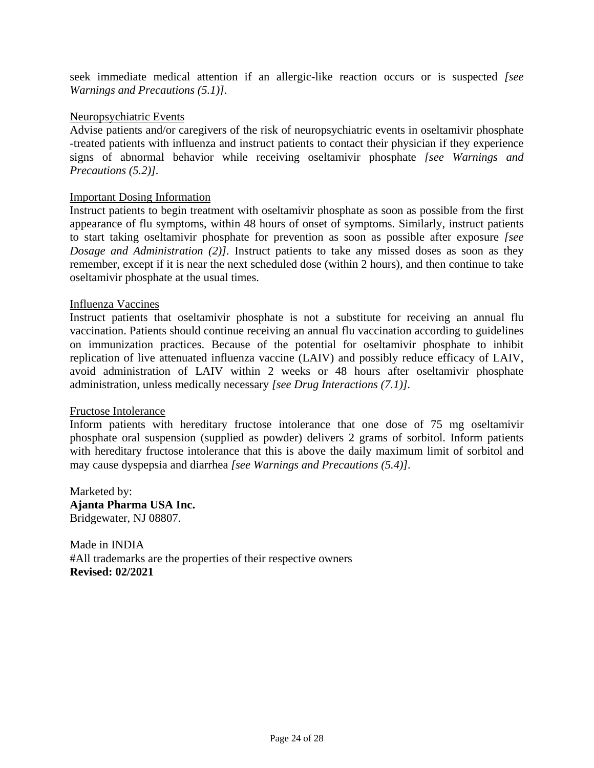seek immediate medical attention if an allergic-like reaction occurs or is suspected *[see Warnings and Precautions (5.1)]*.

Neuropsychiatric Events

Advise patients and/or caregivers of the risk of neuropsychiatric events in oseltamivir phosphate -treated patients with influenza and instruct patients to contact their physician if they experience signs of abnormal behavior while receiving oseltamivir phosphate *[see Warnings and Precautions (5.2)]*.

Important Dosing Information

Instruct patients to begin treatment with oseltamivir phosphate as soon as possible from the first appearance of flu symptoms, within 48 hours of onset of symptoms. Similarly, instruct patients to start taking oseltamivir phosphate for prevention as soon as possible after exposure *[see Dosage and Administration (2)]*. Instruct patients to take any missed doses as soon as they remember, except if it is near the next scheduled dose (within 2 hours), and then continue to take oseltamivir phosphate at the usual times.

Influenza Vaccines

Instruct patients that oseltamivir phosphate is not a substitute for receiving an annual flu vaccination. Patients should continue receiving an annual flu vaccination according to guidelines on immunization practices. Because of the potential for oseltamivir phosphate to inhibit replication of live attenuated influenza vaccine (LAIV) and possibly reduce efficacy of LAIV, avoid administration of LAIV within 2 weeks or 48 hours after oseltamivir phosphate administration, unless medically necessary *[see Drug Interactions (7.1)]*.

Fructose Intolerance

Inform patients with hereditary fructose intolerance that one dose of 75 mg oseltamivir phosphate oral suspension (supplied as powder) delivers 2 grams of sorbitol. Inform patients with hereditary fructose intolerance that this is above the daily maximum limit of sorbitol and may cause dyspepsia and diarrhea *[see Warnings and Precautions (5.4)]*.

Marketed by:
**Ajanta Pharma USA Inc.**
Bridgewater, NJ 08807.

Made in INDIA
#All trademarks are the properties of their respective owners
**Revised: 02/2021**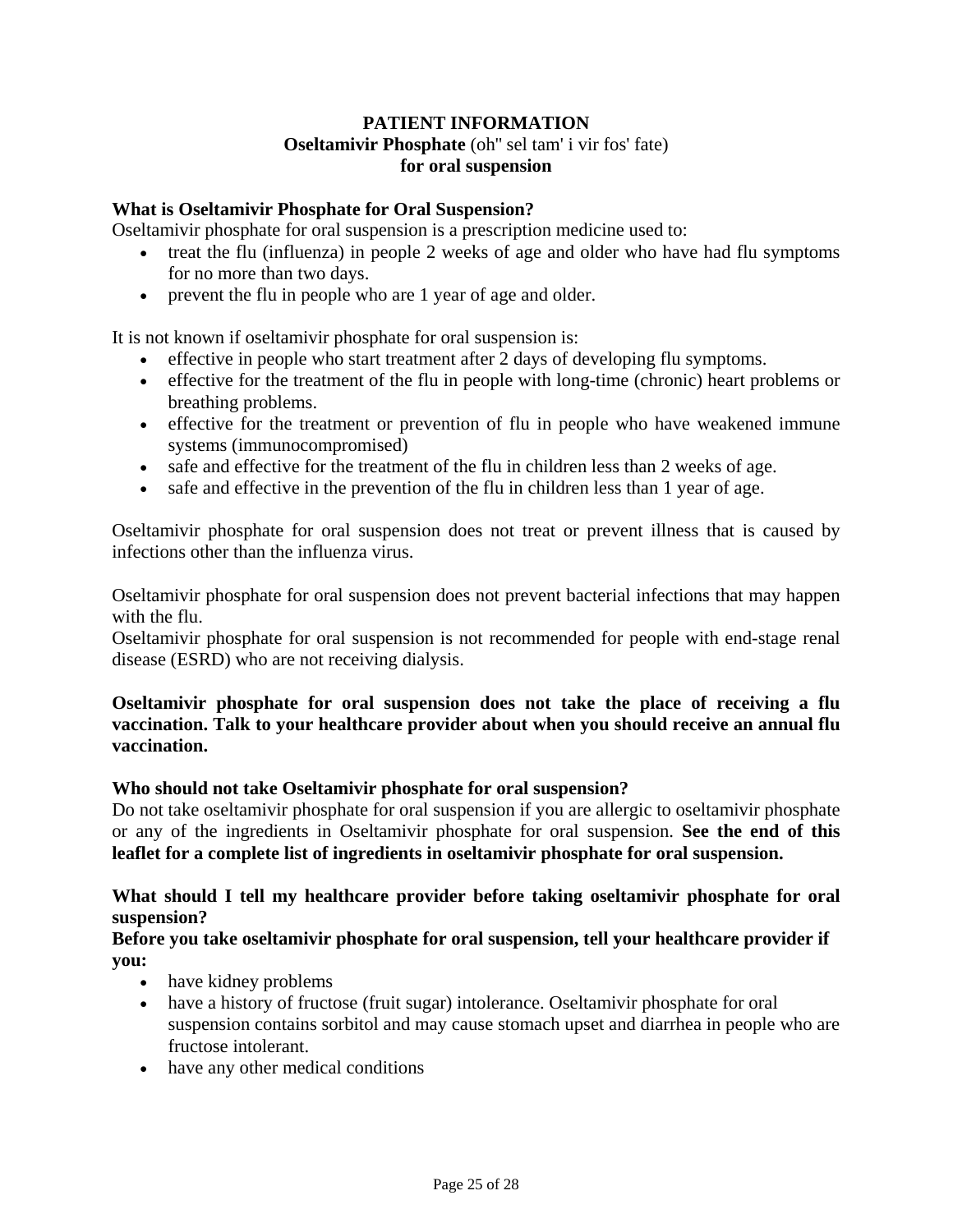# PATIENT INFORMATION

**Oseltamivir Phosphate** (oh'' sel tam' i vir fos' fate)
**for oral suspension**

### What is Oseltamivir Phosphate for Oral Suspension?

Oseltamivir phosphate for oral suspension is a prescription medicine used to:

- treat the flu (influenza) in people 2 weeks of age and older who have had flu symptoms for no more than two days.
- prevent the flu in people who are 1 year of age and older.

It is not known if oseltamivir phosphate for oral suspension is:

- effective in people who start treatment after 2 days of developing flu symptoms.
- effective for the treatment of the flu in people with long-time (chronic) heart problems or breathing problems.
- effective for the treatment or prevention of flu in people who have weakened immune systems (immunocompromised)
- safe and effective for the treatment of the flu in children less than 2 weeks of age.
- safe and effective in the prevention of the flu in children less than 1 year of age.

Oseltamivir phosphate for oral suspension does not treat or prevent illness that is caused by infections other than the influenza virus.

Oseltamivir phosphate for oral suspension does not prevent bacterial infections that may happen with the flu.

Oseltamivir phosphate for oral suspension is not recommended for people with end-stage renal disease (ESRD) who are not receiving dialysis.

**Oseltamivir phosphate for oral suspension does not take the place of receiving a flu vaccination. Talk to your healthcare provider about when you should receive an annual flu vaccination.**

### Who should not take Oseltamivir phosphate for oral suspension?

Do not take oseltamivir phosphate for oral suspension if you are allergic to oseltamivir phosphate or any of the ingredients in Oseltamivir phosphate for oral suspension. **See the end of this leaflet for a complete list of ingredients in oseltamivir phosphate for oral suspension.**

### What should I tell my healthcare provider before taking oseltamivir phosphate for oral suspension?

**Before you take oseltamivir phosphate for oral suspension, tell your healthcare provider if you:**

- have kidney problems
- have a history of fructose (fruit sugar) intolerance. Oseltamivir phosphate for oral suspension contains sorbitol and may cause stomach upset and diarrhea in people who are fructose intolerant.
- have any other medical conditions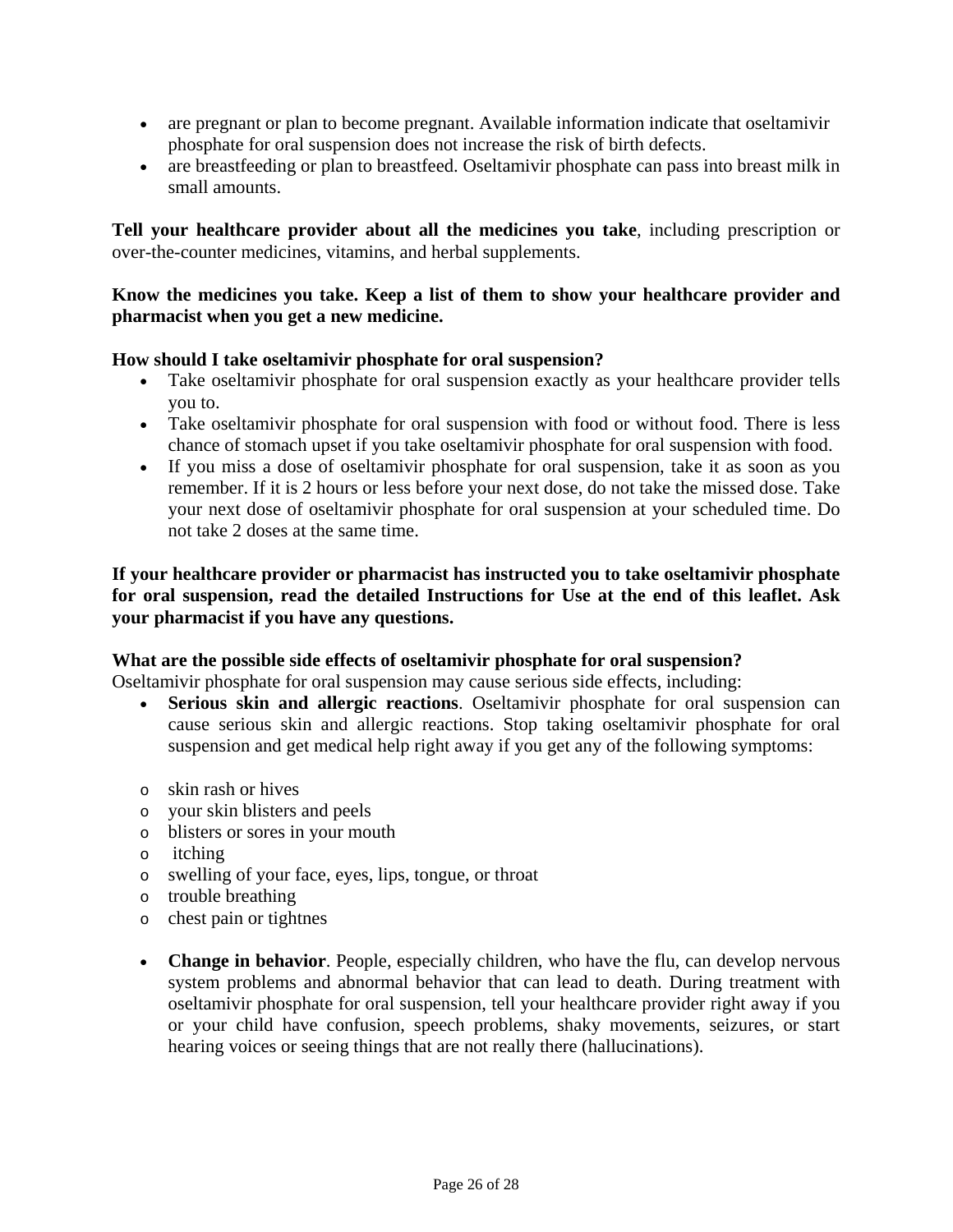- are pregnant or plan to become pregnant. Available information indicate that oseltamivir phosphate for oral suspension does not increase the risk of birth defects.
- are breastfeeding or plan to breastfeed. Oseltamivir phosphate can pass into breast milk in small amounts.

**Tell your healthcare provider about all the medicines you take**, including prescription or over-the-counter medicines, vitamins, and herbal supplements.

**Know the medicines you take. Keep a list of them to show your healthcare provider and pharmacist when you get a new medicine.**

**How should I take oseltamivir phosphate for oral suspension?**

- Take oseltamivir phosphate for oral suspension exactly as your healthcare provider tells you to.
- Take oseltamivir phosphate for oral suspension with food or without food. There is less chance of stomach upset if you take oseltamivir phosphate for oral suspension with food.
- If you miss a dose of oseltamivir phosphate for oral suspension, take it as soon as you remember. If it is 2 hours or less before your next dose, do not take the missed dose. Take your next dose of oseltamivir phosphate for oral suspension at your scheduled time. Do not take 2 doses at the same time.

**If your healthcare provider or pharmacist has instructed you to take oseltamivir phosphate for oral suspension, read the detailed Instructions for Use at the end of this leaflet. Ask your pharmacist if you have any questions.**

**What are the possible side effects of oseltamivir phosphate for oral suspension?**

Oseltamivir phosphate for oral suspension may cause serious side effects, including:

- **Serious skin and allergic reactions**. Oseltamivir phosphate for oral suspension can cause serious skin and allergic reactions. Stop taking oseltamivir phosphate for oral suspension and get medical help right away if you get any of the following symptoms:

  - skin rash or hives
  - your skin blisters and peels
  - blisters or sores in your mouth
  - itching
  - swelling of your face, eyes, lips, tongue, or throat
  - trouble breathing
  - chest pain or tightnes

- **Change in behavior**. People, especially children, who have the flu, can develop nervous system problems and abnormal behavior that can lead to death. During treatment with oseltamivir phosphate for oral suspension, tell your healthcare provider right away if you or your child have confusion, speech problems, shaky movements, seizures, or start hearing voices or seeing things that are not really there (hallucinations).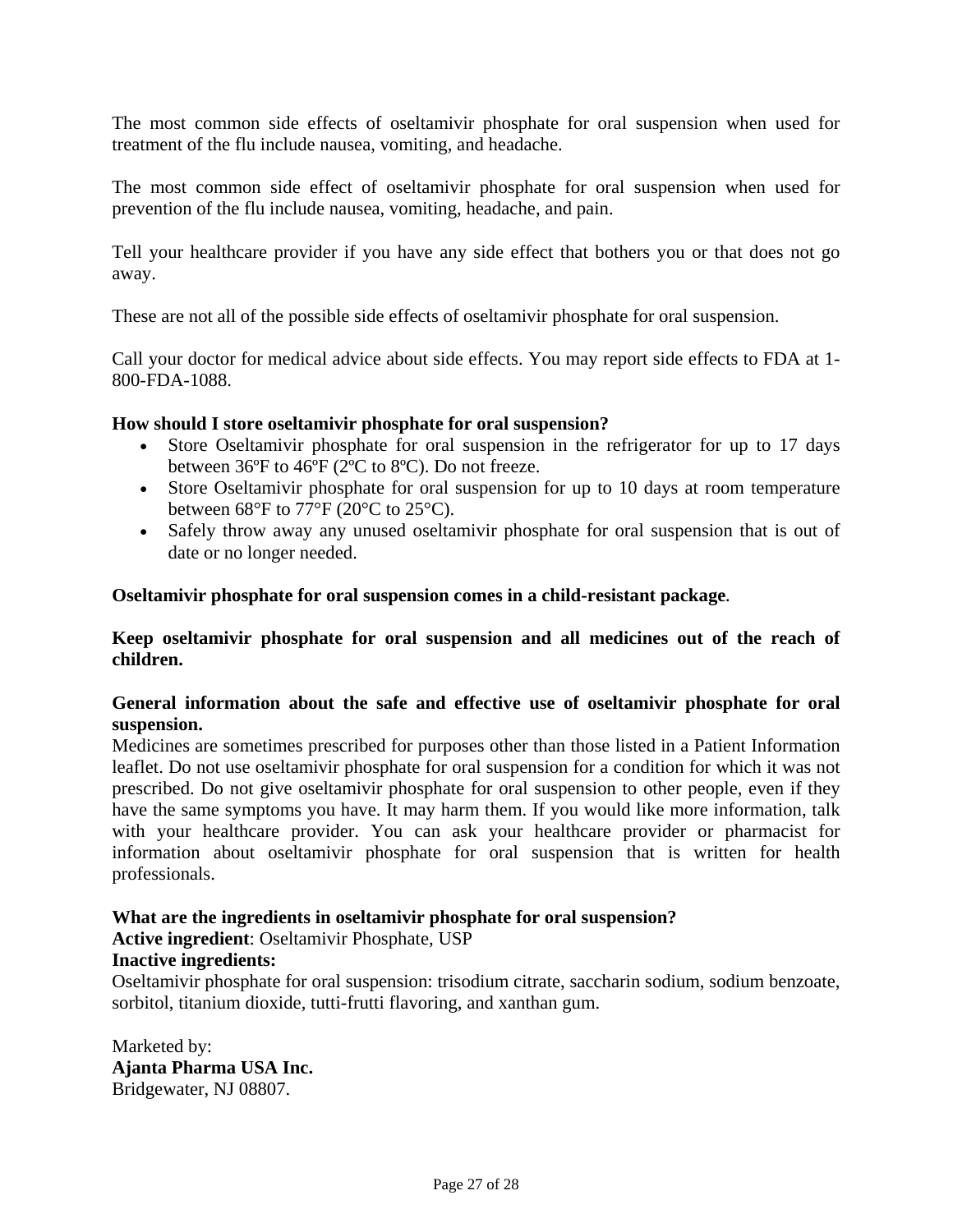The most common side effects of oseltamivir phosphate for oral suspension when used for treatment of the flu include nausea, vomiting, and headache.

The most common side effect of oseltamivir phosphate for oral suspension when used for prevention of the flu include nausea, vomiting, headache, and pain.

Tell your healthcare provider if you have any side effect that bothers you or that does not go away.

These are not all of the possible side effects of oseltamivir phosphate for oral suspension.

Call your doctor for medical advice about side effects. You may report side effects to FDA at 1-800-FDA-1088.

**How should I store oseltamivir phosphate for oral suspension?**

- Store Oseltamivir phosphate for oral suspension in the refrigerator for up to 17 days between 36ºF to 46ºF (2ºC to 8ºC). Do not freeze.
- Store Oseltamivir phosphate for oral suspension for up to 10 days at room temperature between 68°F to 77°F (20°C to 25°C).
- Safely throw away any unused oseltamivir phosphate for oral suspension that is out of date or no longer needed.

**Oseltamivir phosphate for oral suspension comes in a child-resistant package**.

**Keep oseltamivir phosphate for oral suspension and all medicines out of the reach of children.**

**General information about the safe and effective use of oseltamivir phosphate for oral suspension.**

Medicines are sometimes prescribed for purposes other than those listed in a Patient Information leaflet. Do not use oseltamivir phosphate for oral suspension for a condition for which it was not prescribed. Do not give oseltamivir phosphate for oral suspension to other people, even if they have the same symptoms you have. It may harm them. If you would like more information, talk with your healthcare provider. You can ask your healthcare provider or pharmacist for information about oseltamivir phosphate for oral suspension that is written for health professionals.

**What are the ingredients in oseltamivir phosphate for oral suspension?**

**Active ingredient**: Oseltamivir Phosphate, USP

**Inactive ingredients:**

Oseltamivir phosphate for oral suspension: trisodium citrate, saccharin sodium, sodium benzoate, sorbitol, titanium dioxide, tutti-frutti flavoring, and xanthan gum.

Marketed by:
**Ajanta Pharma USA Inc.**
Bridgewater, NJ 08807.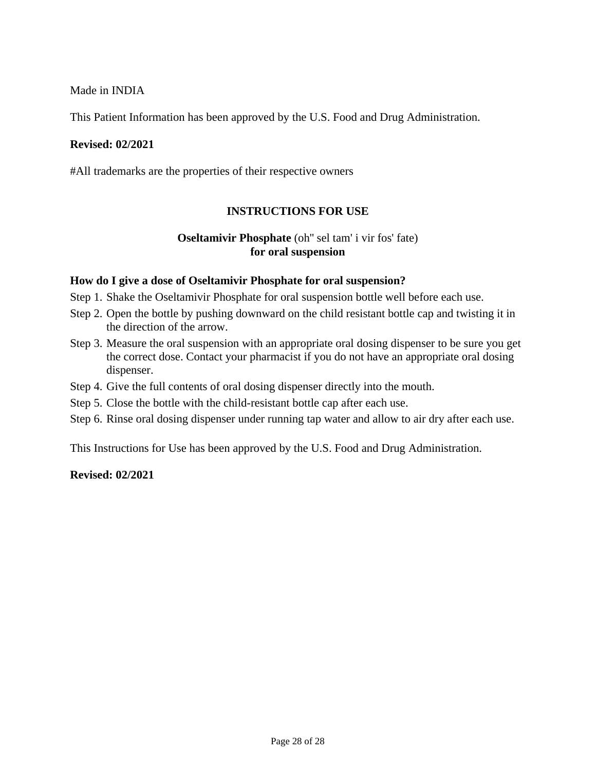Made in INDIA

This Patient Information has been approved by the U.S. Food and Drug Administration.

**Revised: 02/2021**

#All trademarks are the properties of their respective owners

## INSTRUCTIONS FOR USE

**Oseltamivir Phosphate** (oh'' sel tam' i vir fos' fate)
**for oral suspension**

### How do I give a dose of Oseltamivir Phosphate for oral suspension?

Step 1. Shake the Oseltamivir Phosphate for oral suspension bottle well before each use.

Step 2. Open the bottle by pushing downward on the child resistant bottle cap and twisting it in the direction of the arrow.

Step 3. Measure the oral suspension with an appropriate oral dosing dispenser to be sure you get the correct dose. Contact your pharmacist if you do not have an appropriate oral dosing dispenser.

Step 4. Give the full contents of oral dosing dispenser directly into the mouth.

Step 5. Close the bottle with the child-resistant bottle cap after each use.

Step 6. Rinse oral dosing dispenser under running tap water and allow to air dry after each use.

This Instructions for Use has been approved by the U.S. Food and Drug Administration.

**Revised: 02/2021**